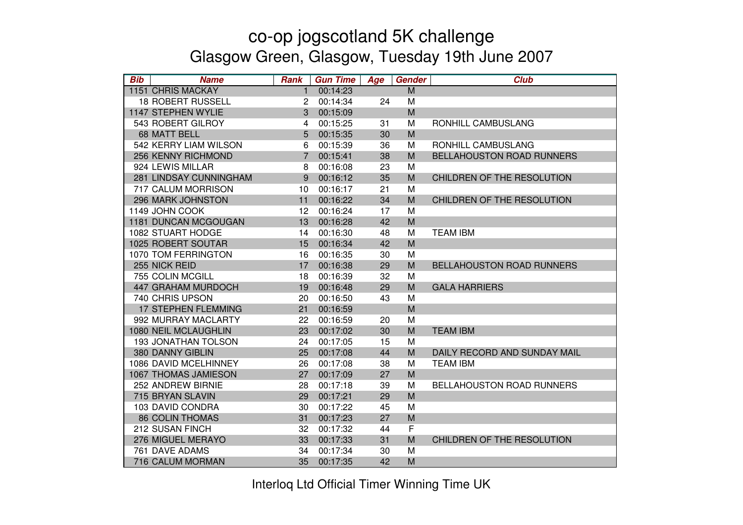# co-op jogscotland 5K challenge

## Glasgow Green, Glasgow, Tuesday 19th June 2007

| Bib | Name | Rank | Gun Time | Age | Gender | Club |
|---|---|---|---|---|---|---|
| 1151 | CHRIS MACKAY | 1 | 00:14:23 | | M | |
| 18 | ROBERT RUSSELL | 2 | 00:14:34 | 24 | M | |
| 1147 | STEPHEN WYLIE | 3 | 00:15:09 | | M | |
| 543 | ROBERT GILROY | 4 | 00:15:25 | 31 | M | RONHILL CAMBUSLANG |
| 68 | MATT BELL | 5 | 00:15:35 | 30 | M | |
| 542 | KERRY LIAM WILSON | 6 | 00:15:39 | 36 | M | RONHILL CAMBUSLANG |
| 256 | KENNY RICHMOND | 7 | 00:15:41 | 38 | M | BELLAHOUSTON ROAD RUNNERS |
| 924 | LEWIS MILLAR | 8 | 00:16:08 | 23 | M | |
| 281 | LINDSAY CUNNINGHAM | 9 | 00:16:12 | 35 | M | CHILDREN OF THE RESOLUTION |
| 717 | CALUM MORRISON | 10 | 00:16:17 | 21 | M | |
| 296 | MARK JOHNSTON | 11 | 00:16:22 | 34 | M | CHILDREN OF THE RESOLUTION |
| 1149 | JOHN COOK | 12 | 00:16:24 | 17 | M | |
| 1181 | DUNCAN MCGOUGAN | 13 | 00:16:28 | 42 | M | |
| 1082 | STUART HODGE | 14 | 00:16:30 | 48 | M | TEAM IBM |
| 1025 | ROBERT SOUTAR | 15 | 00:16:34 | 42 | M | |
| 1070 | TOM FERRINGTON | 16 | 00:16:35 | 30 | M | |
| 255 | NICK REID | 17 | 00:16:38 | 29 | M | BELLAHOUSTON ROAD RUNNERS |
| 755 | COLIN MCGILL | 18 | 00:16:39 | 32 | M | |
| 447 | GRAHAM MURDOCH | 19 | 00:16:48 | 29 | M | GALA HARRIERS |
| 740 | CHRIS UPSON | 20 | 00:16:50 | 43 | M | |
| 17 | STEPHEN FLEMMING | 21 | 00:16:59 | | M | |
| 992 | MURRAY MACLARTY | 22 | 00:16:59 | 20 | M | |
| 1080 | NEIL MCLAUGHLIN | 23 | 00:17:02 | 30 | M | TEAM IBM |
| 193 | JONATHAN TOLSON | 24 | 00:17:05 | 15 | M | |
| 380 | DANNY GIBLIN | 25 | 00:17:08 | 44 | M | DAILY RECORD AND SUNDAY MAIL |
| 1086 | DAVID MCELHINNEY | 26 | 00:17:08 | 38 | M | TEAM IBM |
| 1067 | THOMAS JAMIESON | 27 | 00:17:09 | 27 | M | |
| 252 | ANDREW BIRNIE | 28 | 00:17:18 | 39 | M | BELLAHOUSTON ROAD RUNNERS |
| 715 | BRYAN SLAVIN | 29 | 00:17:21 | 29 | M | |
| 103 | DAVID CONDRA | 30 | 00:17:22 | 45 | M | |
| 86 | COLIN THOMAS | 31 | 00:17:23 | 27 | M | |
| 212 | SUSAN FINCH | 32 | 00:17:32 | 44 | F | |
| 276 | MIGUEL MERAYO | 33 | 00:17:33 | 31 | M | CHILDREN OF THE RESOLUTION |
| 761 | DAVE ADAMS | 34 | 00:17:34 | 30 | M | |
| 716 | CALUM MORMAN | 35 | 00:17:35 | 42 | M | |

Interloq Ltd Official Timer Winning Time UK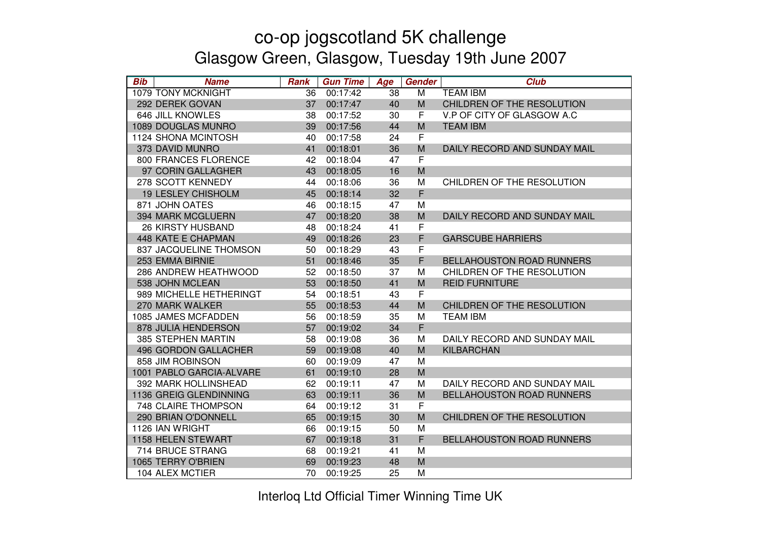# co-op jogscotland 5K challenge

## Glasgow Green, Glasgow, Tuesday 19th June 2007

| Bib | Name | Rank | Gun Time | Age | Gender | Club |
|---|---|---|---|---|---|---|
| 1079 | TONY MCKNIGHT | 36 | 00:17:42 | 38 | M | TEAM IBM |
| 292 | DEREK GOVAN | 37 | 00:17:47 | 40 | M | CHILDREN OF THE RESOLUTION |
| 646 | JILL KNOWLES | 38 | 00:17:52 | 30 | F | V.P OF CITY OF GLASGOW A.C |
| 1089 | DOUGLAS MUNRO | 39 | 00:17:56 | 44 | M | TEAM IBM |
| 1124 | SHONA MCINTOSH | 40 | 00:17:58 | 24 | F | |
| 373 | DAVID MUNRO | 41 | 00:18:01 | 36 | M | DAILY RECORD AND SUNDAY MAIL |
| 800 | FRANCES FLORENCE | 42 | 00:18:04 | 47 | F | |
| 97 | CORIN GALLAGHER | 43 | 00:18:05 | 16 | M | |
| 278 | SCOTT KENNEDY | 44 | 00:18:06 | 36 | M | CHILDREN OF THE RESOLUTION |
| 19 | LESLEY CHISHOLM | 45 | 00:18:14 | 32 | F | |
| 871 | JOHN OATES | 46 | 00:18:15 | 47 | M | |
| 394 | MARK MCGLUERN | 47 | 00:18:20 | 38 | M | DAILY RECORD AND SUNDAY MAIL |
| 26 | KIRSTY HUSBAND | 48 | 00:18:24 | 41 | F | |
| 448 | KATE E CHAPMAN | 49 | 00:18:26 | 23 | F | GARSCUBE HARRIERS |
| 837 | JACQUELINE THOMSON | 50 | 00:18:29 | 43 | F | |
| 253 | EMMA BIRNIE | 51 | 00:18:46 | 35 | F | BELLAHOUSTON ROAD RUNNERS |
| 286 | ANDREW HEATHWOOD | 52 | 00:18:50 | 37 | M | CHILDREN OF THE RESOLUTION |
| 538 | JOHN MCLEAN | 53 | 00:18:50 | 41 | M | REID FURNITURE |
| 989 | MICHELLE HETHERINGT | 54 | 00:18:51 | 43 | F | |
| 270 | MARK WALKER | 55 | 00:18:53 | 44 | M | CHILDREN OF THE RESOLUTION |
| 1085 | JAMES MCFADDEN | 56 | 00:18:59 | 35 | M | TEAM IBM |
| 878 | JULIA HENDERSON | 57 | 00:19:02 | 34 | F | |
| 385 | STEPHEN MARTIN | 58 | 00:19:08 | 36 | M | DAILY RECORD AND SUNDAY MAIL |
| 496 | GORDON GALLACHER | 59 | 00:19:08 | 40 | M | KILBARCHAN |
| 858 | JIM ROBINSON | 60 | 00:19:09 | 47 | M | |
| 1001 | PABLO GARCIA-ALVARE | 61 | 00:19:10 | 28 | M | |
| 392 | MARK HOLLINSHEAD | 62 | 00:19:11 | 47 | M | DAILY RECORD AND SUNDAY MAIL |
| 1136 | GREIG GLENDINNING | 63 | 00:19:11 | 36 | M | BELLAHOUSTON ROAD RUNNERS |
| 748 | CLAIRE THOMPSON | 64 | 00:19:12 | 31 | F | |
| 290 | BRIAN O'DONNELL | 65 | 00:19:15 | 30 | M | CHILDREN OF THE RESOLUTION |
| 1126 | IAN WRIGHT | 66 | 00:19:15 | 50 | M | |
| 1158 | HELEN STEWART | 67 | 00:19:18 | 31 | F | BELLAHOUSTON ROAD RUNNERS |
| 714 | BRUCE STRANG | 68 | 00:19:21 | 41 | M | |
| 1065 | TERRY O'BRIEN | 69 | 00:19:23 | 48 | M | |
| 104 | ALEX MCTIER | 70 | 00:19:25 | 25 | M | |

Interloq Ltd Official Timer Winning Time UK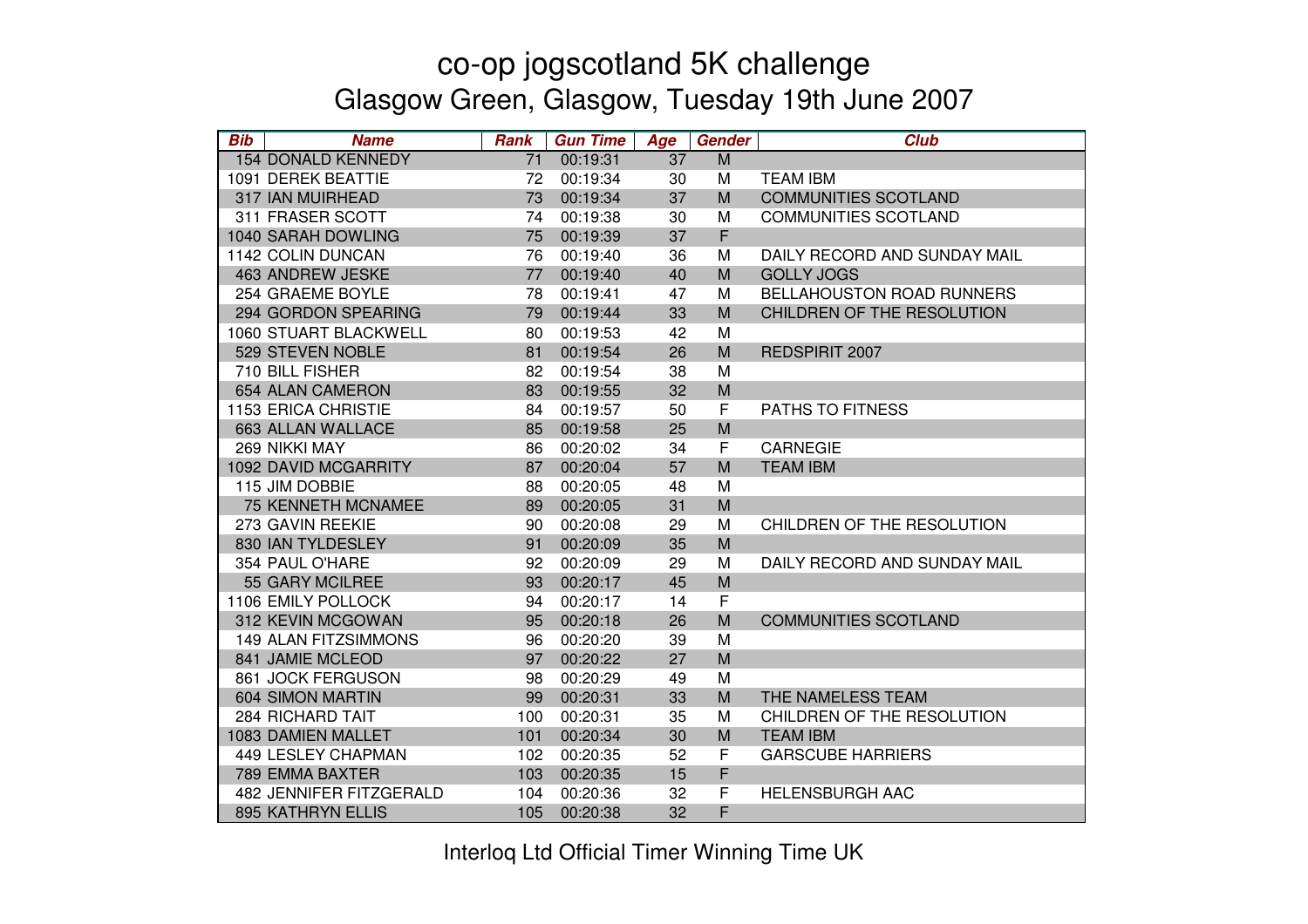# co-op jogscotland 5K challenge

## Glasgow Green, Glasgow, Tuesday 19th June 2007

| Bib | Name | Rank | Gun Time | Age | Gender | Club |
|---|---|---|---|---|---|---|
| 154 | DONALD KENNEDY | 71 | 00:19:31 | 37 | M | |
| 1091 | DEREK BEATTIE | 72 | 00:19:34 | 30 | M | TEAM IBM |
| 317 | IAN MUIRHEAD | 73 | 00:19:34 | 37 | M | COMMUNITIES SCOTLAND |
| 311 | FRASER SCOTT | 74 | 00:19:38 | 30 | M | COMMUNITIES SCOTLAND |
| 1040 | SARAH DOWLING | 75 | 00:19:39 | 37 | F | |
| 1142 | COLIN DUNCAN | 76 | 00:19:40 | 36 | M | DAILY RECORD AND SUNDAY MAIL |
| 463 | ANDREW JESKE | 77 | 00:19:40 | 40 | M | GOLLY JOGS |
| 254 | GRAEME BOYLE | 78 | 00:19:41 | 47 | M | BELLAHOUSTON ROAD RUNNERS |
| 294 | GORDON SPEARING | 79 | 00:19:44 | 33 | M | CHILDREN OF THE RESOLUTION |
| 1060 | STUART BLACKWELL | 80 | 00:19:53 | 42 | M | |
| 529 | STEVEN NOBLE | 81 | 00:19:54 | 26 | M | REDSPIRIT 2007 |
| 710 | BILL FISHER | 82 | 00:19:54 | 38 | M | |
| 654 | ALAN CAMERON | 83 | 00:19:55 | 32 | M | |
| 1153 | ERICA CHRISTIE | 84 | 00:19:57 | 50 | F | PATHS TO FITNESS |
| 663 | ALLAN WALLACE | 85 | 00:19:58 | 25 | M | |
| 269 | NIKKI MAY | 86 | 00:20:02 | 34 | F | CARNEGIE |
| 1092 | DAVID MCGARRITY | 87 | 00:20:04 | 57 | M | TEAM IBM |
| 115 | JIM DOBBIE | 88 | 00:20:05 | 48 | M | |
| 75 | KENNETH MCNAMEE | 89 | 00:20:05 | 31 | M | |
| 273 | GAVIN REEKIE | 90 | 00:20:08 | 29 | M | CHILDREN OF THE RESOLUTION |
| 830 | IAN TYLDESLEY | 91 | 00:20:09 | 35 | M | |
| 354 | PAUL O'HARE | 92 | 00:20:09 | 29 | M | DAILY RECORD AND SUNDAY MAIL |
| 55 | GARY MCILREE | 93 | 00:20:17 | 45 | M | |
| 1106 | EMILY POLLOCK | 94 | 00:20:17 | 14 | F | |
| 312 | KEVIN MCGOWAN | 95 | 00:20:18 | 26 | M | COMMUNITIES SCOTLAND |
| 149 | ALAN FITZSIMMONS | 96 | 00:20:20 | 39 | M | |
| 841 | JAMIE MCLEOD | 97 | 00:20:22 | 27 | M | |
| 861 | JOCK FERGUSON | 98 | 00:20:29 | 49 | M | |
| 604 | SIMON MARTIN | 99 | 00:20:31 | 33 | M | THE NAMELESS TEAM |
| 284 | RICHARD TAIT | 100 | 00:20:31 | 35 | M | CHILDREN OF THE RESOLUTION |
| 1083 | DAMIEN MALLET | 101 | 00:20:34 | 30 | M | TEAM IBM |
| 449 | LESLEY CHAPMAN | 102 | 00:20:35 | 52 | F | GARSCUBE HARRIERS |
| 789 | EMMA BAXTER | 103 | 00:20:35 | 15 | F | |
| 482 | JENNIFER FITZGERALD | 104 | 00:20:36 | 32 | F | HELENSBURGH AAC |
| 895 | KATHRYN ELLIS | 105 | 00:20:38 | 32 | F | |

Interloq Ltd Official Timer Winning Time UK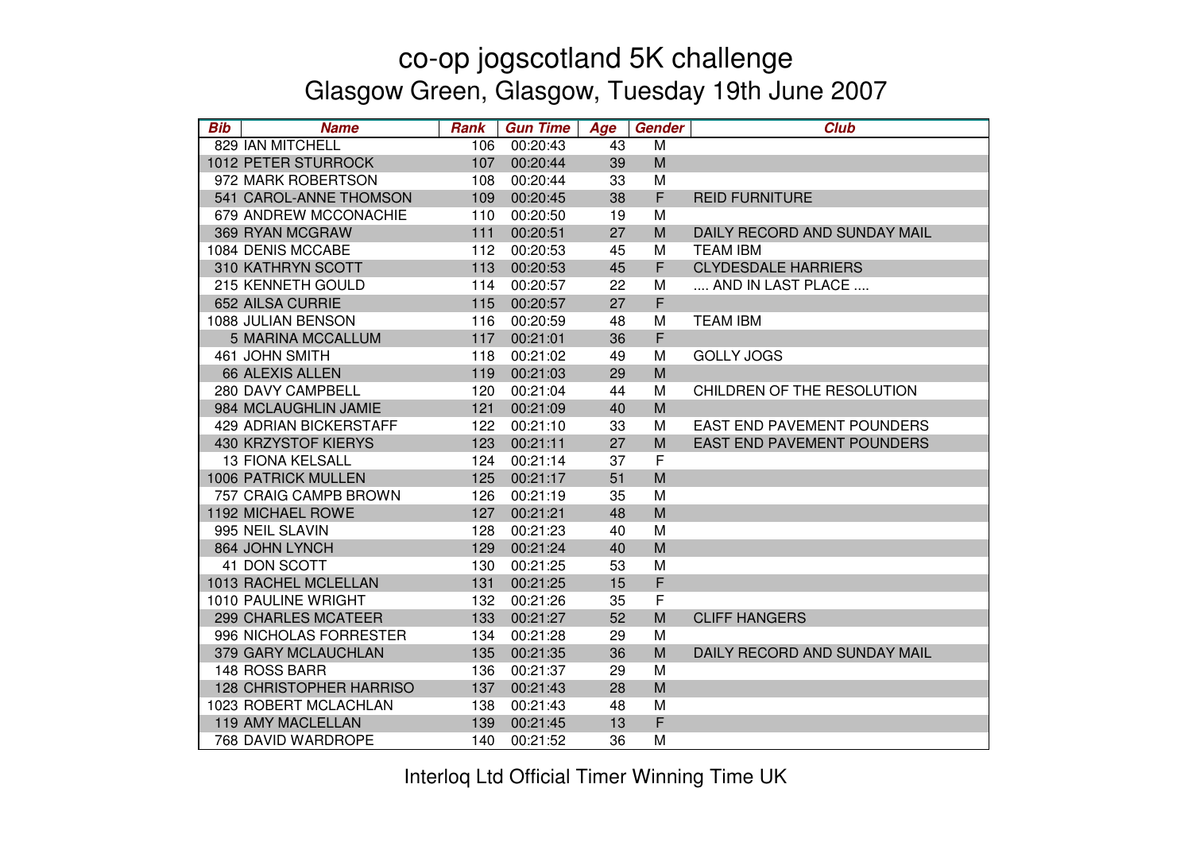# co-op jogscotland 5K challenge

## Glasgow Green, Glasgow, Tuesday 19th June 2007

| Bib | Name | Rank | Gun Time | Age | Gender | Club |
|---|---|---|---|---|---|---|
| 829 | IAN MITCHELL | 106 | 00:20:43 | 43 | M | |
| 1012 | PETER STURROCK | 107 | 00:20:44 | 39 | M | |
| 972 | MARK ROBERTSON | 108 | 00:20:44 | 33 | M | |
| 541 | CAROL-ANNE THOMSON | 109 | 00:20:45 | 38 | F | REID FURNITURE |
| 679 | ANDREW MCCONACHIE | 110 | 00:20:50 | 19 | M | |
| 369 | RYAN MCGRAW | 111 | 00:20:51 | 27 | M | DAILY RECORD AND SUNDAY MAIL |
| 1084 | DENIS MCCABE | 112 | 00:20:53 | 45 | M | TEAM IBM |
| 310 | KATHRYN SCOTT | 113 | 00:20:53 | 45 | F | CLYDESDALE HARRIERS |
| 215 | KENNETH GOULD | 114 | 00:20:57 | 22 | M | .... AND IN LAST PLACE .... |
| 652 | AILSA CURRIE | 115 | 00:20:57 | 27 | F | |
| 1088 | JULIAN BENSON | 116 | 00:20:59 | 48 | M | TEAM IBM |
| 5 | MARINA MCCALLUM | 117 | 00:21:01 | 36 | F | |
| 461 | JOHN SMITH | 118 | 00:21:02 | 49 | M | GOLLY JOGS |
| 66 | ALEXIS ALLEN | 119 | 00:21:03 | 29 | M | |
| 280 | DAVY CAMPBELL | 120 | 00:21:04 | 44 | M | CHILDREN OF THE RESOLUTION |
| 984 | MCLAUGHLIN JAMIE | 121 | 00:21:09 | 40 | M | |
| 429 | ADRIAN BICKERSTAFF | 122 | 00:21:10 | 33 | M | EAST END PAVEMENT POUNDERS |
| 430 | KRZYSTOF KIERYS | 123 | 00:21:11 | 27 | M | EAST END PAVEMENT POUNDERS |
| 13 | FIONA KELSALL | 124 | 00:21:14 | 37 | F | |
| 1006 | PATRICK MULLEN | 125 | 00:21:17 | 51 | M | |
| 757 | CRAIG CAMPB BROWN | 126 | 00:21:19 | 35 | M | |
| 1192 | MICHAEL ROWE | 127 | 00:21:21 | 48 | M | |
| 995 | NEIL SLAVIN | 128 | 00:21:23 | 40 | M | |
| 864 | JOHN LYNCH | 129 | 00:21:24 | 40 | M | |
| 41 | DON SCOTT | 130 | 00:21:25 | 53 | M | |
| 1013 | RACHEL MCLELLAN | 131 | 00:21:25 | 15 | F | |
| 1010 | PAULINE WRIGHT | 132 | 00:21:26 | 35 | F | |
| 299 | CHARLES MCATEER | 133 | 00:21:27 | 52 | M | CLIFF HANGERS |
| 996 | NICHOLAS FORRESTER | 134 | 00:21:28 | 29 | M | |
| 379 | GARY MCLAUCHLAN | 135 | 00:21:35 | 36 | M | DAILY RECORD AND SUNDAY MAIL |
| 148 | ROSS BARR | 136 | 00:21:37 | 29 | M | |
| 128 | CHRISTOPHER HARRISO | 137 | 00:21:43 | 28 | M | |
| 1023 | ROBERT MCLACHLAN | 138 | 00:21:43 | 48 | M | |
| 119 | AMY MACLELLAN | 139 | 00:21:45 | 13 | F | |
| 768 | DAVID WARDROPE | 140 | 00:21:52 | 36 | M | |

Interloq Ltd Official Timer Winning Time UK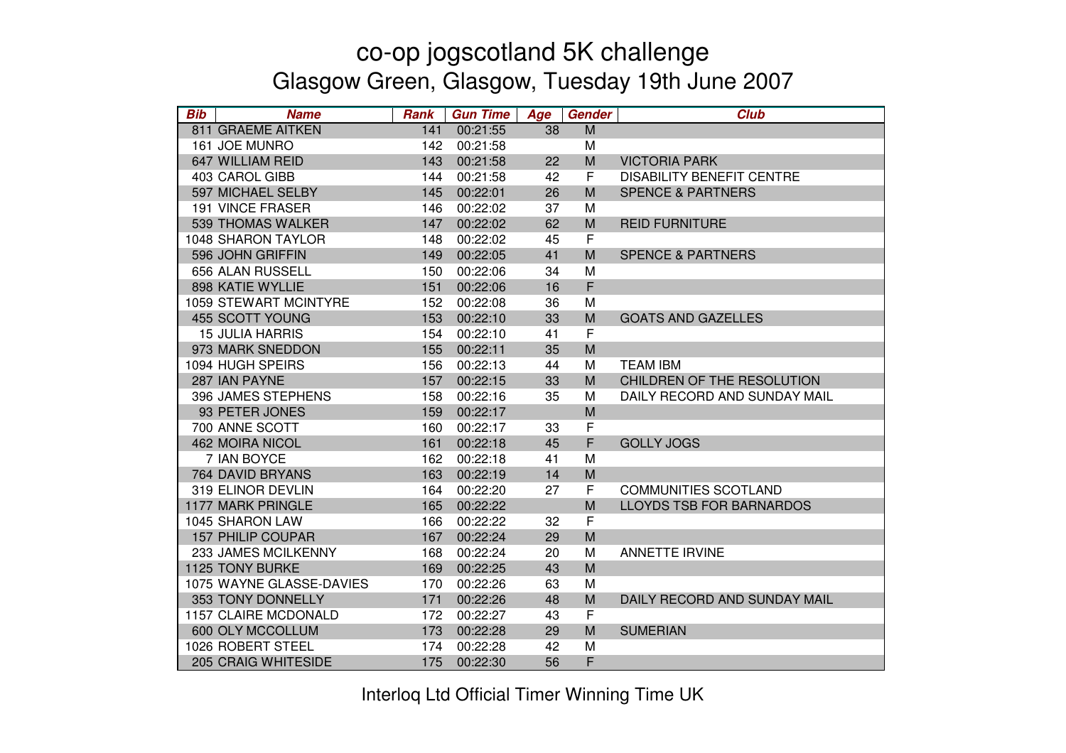# co-op jogscotland 5K challenge

## Glasgow Green, Glasgow, Tuesday 19th June 2007

| Bib | Name | Rank | Gun Time | Age | Gender | Club |
|---|---|---|---|---|---|---|
| 811 | GRAEME AITKEN | 141 | 00:21:55 | 38 | M | |
| 161 | JOE MUNRO | 142 | 00:21:58 | | M | |
| 647 | WILLIAM REID | 143 | 00:21:58 | 22 | M | VICTORIA PARK |
| 403 | CAROL GIBB | 144 | 00:21:58 | 42 | F | DISABILITY BENEFIT CENTRE |
| 597 | MICHAEL SELBY | 145 | 00:22:01 | 26 | M | SPENCE & PARTNERS |
| 191 | VINCE FRASER | 146 | 00:22:02 | 37 | M | |
| 539 | THOMAS WALKER | 147 | 00:22:02 | 62 | M | REID FURNITURE |
| 1048 | SHARON TAYLOR | 148 | 00:22:02 | 45 | F | |
| 596 | JOHN GRIFFIN | 149 | 00:22:05 | 41 | M | SPENCE & PARTNERS |
| 656 | ALAN RUSSELL | 150 | 00:22:06 | 34 | M | |
| 898 | KATIE WYLLIE | 151 | 00:22:06 | 16 | F | |
| 1059 | STEWART MCINTYRE | 152 | 00:22:08 | 36 | M | |
| 455 | SCOTT YOUNG | 153 | 00:22:10 | 33 | M | GOATS AND GAZELLES |
| 15 | JULIA HARRIS | 154 | 00:22:10 | 41 | F | |
| 973 | MARK SNEDDON | 155 | 00:22:11 | 35 | M | |
| 1094 | HUGH SPEIRS | 156 | 00:22:13 | 44 | M | TEAM IBM |
| 287 | IAN PAYNE | 157 | 00:22:15 | 33 | M | CHILDREN OF THE RESOLUTION |
| 396 | JAMES STEPHENS | 158 | 00:22:16 | 35 | M | DAILY RECORD AND SUNDAY MAIL |
| 93 | PETER JONES | 159 | 00:22:17 | | M | |
| 700 | ANNE SCOTT | 160 | 00:22:17 | 33 | F | |
| 462 | MOIRA NICOL | 161 | 00:22:18 | 45 | F | GOLLY JOGS |
| 7 | IAN BOYCE | 162 | 00:22:18 | 41 | M | |
| 764 | DAVID BRYANS | 163 | 00:22:19 | 14 | M | |
| 319 | ELINOR DEVLIN | 164 | 00:22:20 | 27 | F | COMMUNITIES SCOTLAND |
| 1177 | MARK PRINGLE | 165 | 00:22:22 | | M | LLOYDS TSB FOR BARNARDOS |
| 1045 | SHARON LAW | 166 | 00:22:22 | 32 | F | |
| 157 | PHILIP COUPAR | 167 | 00:22:24 | 29 | M | |
| 233 | JAMES MCILKENNY | 168 | 00:22:24 | 20 | M | ANNETTE IRVINE |
| 1125 | TONY BURKE | 169 | 00:22:25 | 43 | M | |
| 1075 | WAYNE GLASSE-DAVIES | 170 | 00:22:26 | 63 | M | |
| 353 | TONY DONNELLY | 171 | 00:22:26 | 48 | M | DAILY RECORD AND SUNDAY MAIL |
| 1157 | CLAIRE MCDONALD | 172 | 00:22:27 | 43 | F | |
| 600 | OLY MCCOLLUM | 173 | 00:22:28 | 29 | M | SUMERIAN |
| 1026 | ROBERT STEEL | 174 | 00:22:28 | 42 | M | |
| 205 | CRAIG WHITESIDE | 175 | 00:22:30 | 56 | F | |

Interloq Ltd Official Timer Winning Time UK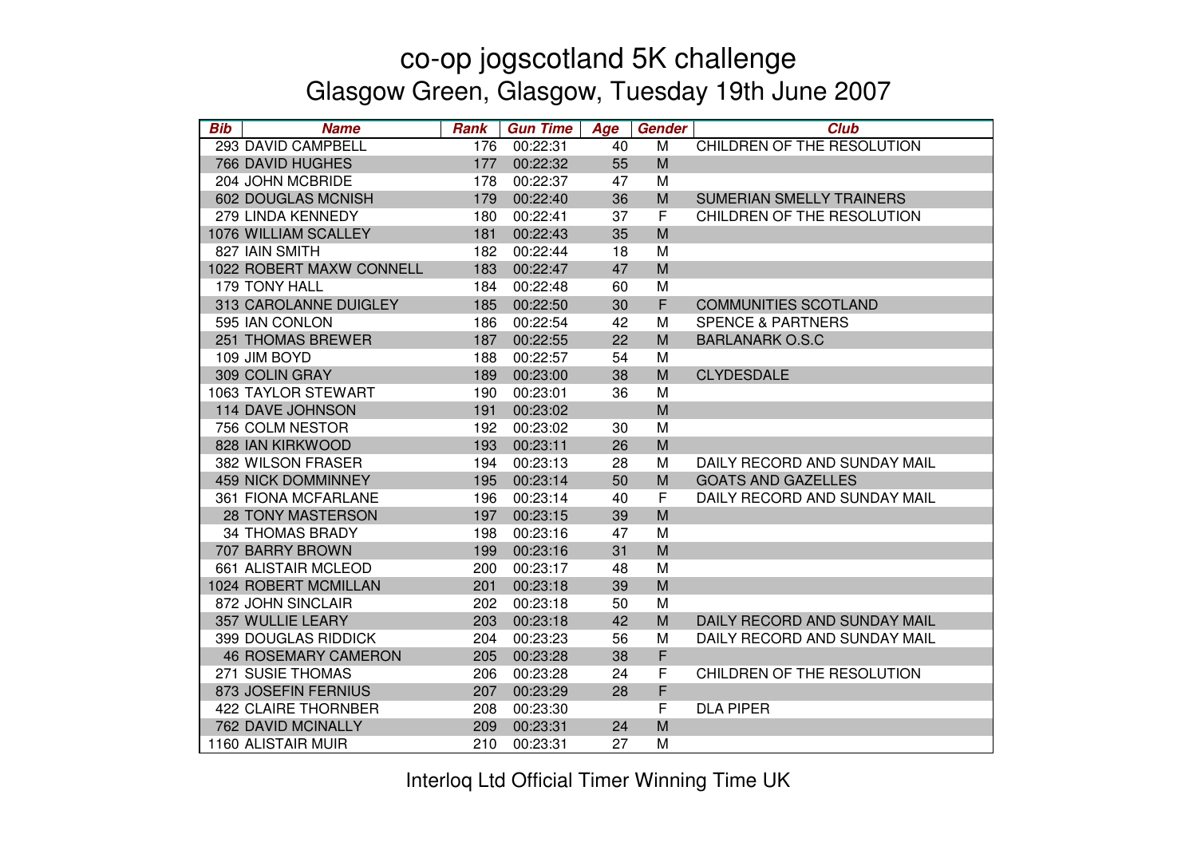# co-op jogscotland 5K challenge

## Glasgow Green, Glasgow, Tuesday 19th June 2007

| Bib | Name | Rank | Gun Time | Age | Gender | Club |
|---|---|---|---|---|---|---|
| 293 | DAVID CAMPBELL | 176 | 00:22:31 | 40 | M | CHILDREN OF THE RESOLUTION |
| 766 | DAVID HUGHES | 177 | 00:22:32 | 55 | M | |
| 204 | JOHN MCBRIDE | 178 | 00:22:37 | 47 | M | |
| 602 | DOUGLAS MCNISH | 179 | 00:22:40 | 36 | M | SUMERIAN SMELLY TRAINERS |
| 279 | LINDA KENNEDY | 180 | 00:22:41 | 37 | F | CHILDREN OF THE RESOLUTION |
| 1076 | WILLIAM SCALLEY | 181 | 00:22:43 | 35 | M | |
| 827 | IAIN SMITH | 182 | 00:22:44 | 18 | M | |
| 1022 | ROBERT MAXW CONNELL | 183 | 00:22:47 | 47 | M | |
| 179 | TONY HALL | 184 | 00:22:48 | 60 | M | |
| 313 | CAROLANNE DUIGLEY | 185 | 00:22:50 | 30 | F | COMMUNITIES SCOTLAND |
| 595 | IAN CONLON | 186 | 00:22:54 | 42 | M | SPENCE & PARTNERS |
| 251 | THOMAS BREWER | 187 | 00:22:55 | 22 | M | BARLANARK O.S.C |
| 109 | JIM BOYD | 188 | 00:22:57 | 54 | M | |
| 309 | COLIN GRAY | 189 | 00:23:00 | 38 | M | CLYDESDALE |
| 1063 | TAYLOR STEWART | 190 | 00:23:01 | 36 | M | |
| 114 | DAVE JOHNSON | 191 | 00:23:02 | | M | |
| 756 | COLM NESTOR | 192 | 00:23:02 | 30 | M | |
| 828 | IAN KIRKWOOD | 193 | 00:23:11 | 26 | M | |
| 382 | WILSON FRASER | 194 | 00:23:13 | 28 | M | DAILY RECORD AND SUNDAY MAIL |
| 459 | NICK DOMMINNEY | 195 | 00:23:14 | 50 | M | GOATS AND GAZELLES |
| 361 | FIONA MCFARLANE | 196 | 00:23:14 | 40 | F | DAILY RECORD AND SUNDAY MAIL |
| 28 | TONY MASTERSON | 197 | 00:23:15 | 39 | M | |
| 34 | THOMAS BRADY | 198 | 00:23:16 | 47 | M | |
| 707 | BARRY BROWN | 199 | 00:23:16 | 31 | M | |
| 661 | ALISTAIR MCLEOD | 200 | 00:23:17 | 48 | M | |
| 1024 | ROBERT MCMILLAN | 201 | 00:23:18 | 39 | M | |
| 872 | JOHN SINCLAIR | 202 | 00:23:18 | 50 | M | |
| 357 | WULLIE LEARY | 203 | 00:23:18 | 42 | M | DAILY RECORD AND SUNDAY MAIL |
| 399 | DOUGLAS RIDDICK | 204 | 00:23:23 | 56 | M | DAILY RECORD AND SUNDAY MAIL |
| 46 | ROSEMARY CAMERON | 205 | 00:23:28 | 38 | F | |
| 271 | SUSIE THOMAS | 206 | 00:23:28 | 24 | F | CHILDREN OF THE RESOLUTION |
| 873 | JOSEFIN FERNIUS | 207 | 00:23:29 | 28 | F | |
| 422 | CLAIRE THORNBER | 208 | 00:23:30 | | F | DLA PIPER |
| 762 | DAVID MCINALLY | 209 | 00:23:31 | 24 | M | |
| 1160 | ALISTAIR MUIR | 210 | 00:23:31 | 27 | M | |

Interloq Ltd Official Timer Winning Time UK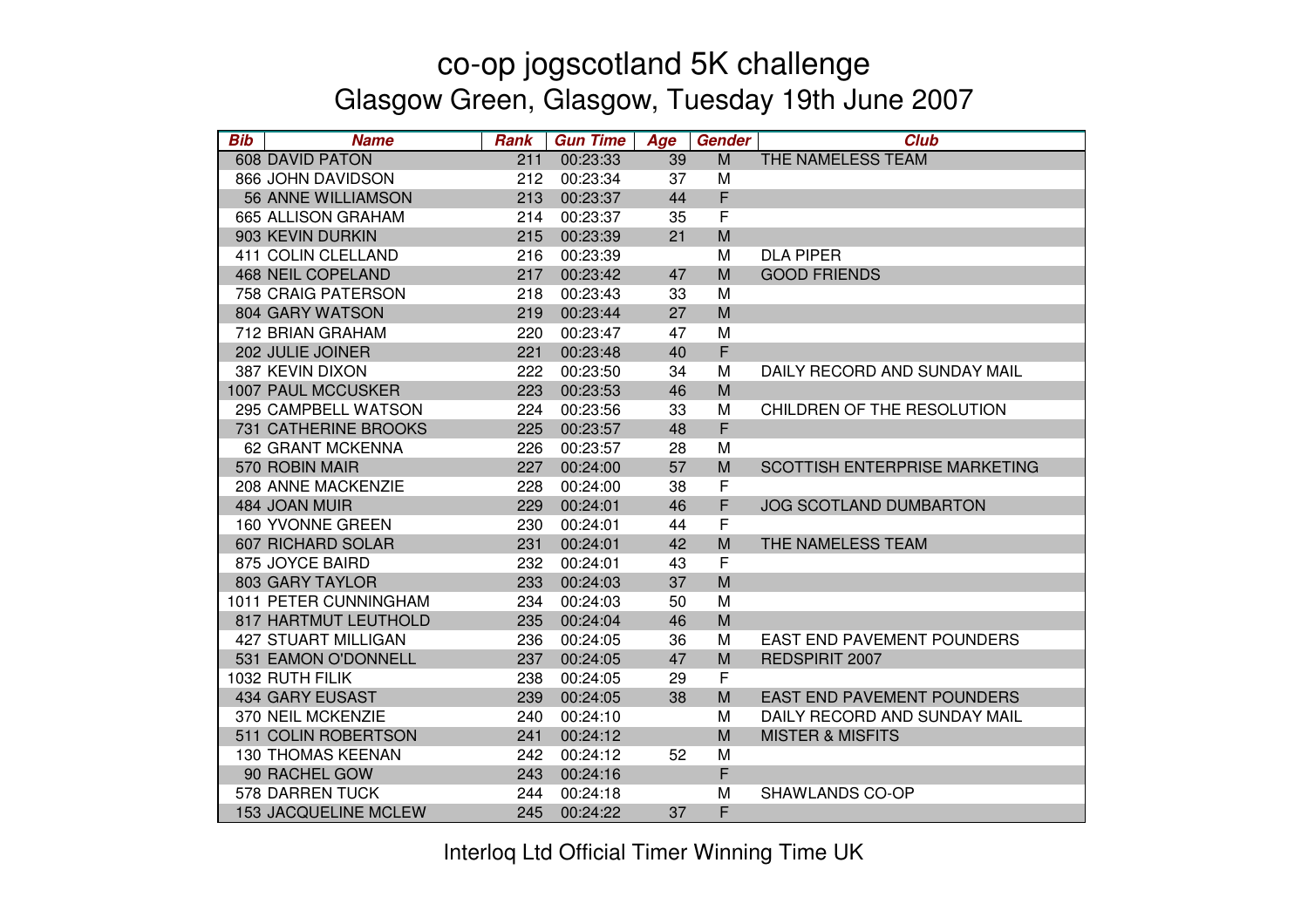# co-op jogscotland 5K challenge
## Glasgow Green, Glasgow, Tuesday 19th June 2007

| Bib | Name | Rank | Gun Time | Age | Gender | Club |
|---|---|---|---|---|---|---|
| 608 | DAVID PATON | 211 | 00:23:33 | 39 | M | THE NAMELESS TEAM |
| 866 | JOHN DAVIDSON | 212 | 00:23:34 | 37 | M | |
| 56 | ANNE WILLIAMSON | 213 | 00:23:37 | 44 | F | |
| 665 | ALLISON GRAHAM | 214 | 00:23:37 | 35 | F | |
| 903 | KEVIN DURKIN | 215 | 00:23:39 | 21 | M | |
| 411 | COLIN CLELLAND | 216 | 00:23:39 | | M | DLA PIPER |
| 468 | NEIL COPELAND | 217 | 00:23:42 | 47 | M | GOOD FRIENDS |
| 758 | CRAIG PATERSON | 218 | 00:23:43 | 33 | M | |
| 804 | GARY WATSON | 219 | 00:23:44 | 27 | M | |
| 712 | BRIAN GRAHAM | 220 | 00:23:47 | 47 | M | |
| 202 | JULIE JOINER | 221 | 00:23:48 | 40 | F | |
| 387 | KEVIN DIXON | 222 | 00:23:50 | 34 | M | DAILY RECORD AND SUNDAY MAIL |
| 1007 | PAUL MCCUSKER | 223 | 00:23:53 | 46 | M | |
| 295 | CAMPBELL WATSON | 224 | 00:23:56 | 33 | M | CHILDREN OF THE RESOLUTION |
| 731 | CATHERINE BROOKS | 225 | 00:23:57 | 48 | F | |
| 62 | GRANT MCKENNA | 226 | 00:23:57 | 28 | M | |
| 570 | ROBIN MAIR | 227 | 00:24:00 | 57 | M | SCOTTISH ENTERPRISE MARKETING |
| 208 | ANNE MACKENZIE | 228 | 00:24:00 | 38 | F | |
| 484 | JOAN MUIR | 229 | 00:24:01 | 46 | F | JOG SCOTLAND DUMBARTON |
| 160 | YVONNE GREEN | 230 | 00:24:01 | 44 | F | |
| 607 | RICHARD SOLAR | 231 | 00:24:01 | 42 | M | THE NAMELESS TEAM |
| 875 | JOYCE BAIRD | 232 | 00:24:01 | 43 | F | |
| 803 | GARY TAYLOR | 233 | 00:24:03 | 37 | M | |
| 1011 | PETER CUNNINGHAM | 234 | 00:24:03 | 50 | M | |
| 817 | HARTMUT LEUTHOLD | 235 | 00:24:04 | 46 | M | |
| 427 | STUART MILLIGAN | 236 | 00:24:05 | 36 | M | EAST END PAVEMENT POUNDERS |
| 531 | EAMON O'DONNELL | 237 | 00:24:05 | 47 | M | REDSPIRIT 2007 |
| 1032 | RUTH FILIK | 238 | 00:24:05 | 29 | F | |
| 434 | GARY EUSAST | 239 | 00:24:05 | 38 | M | EAST END PAVEMENT POUNDERS |
| 370 | NEIL MCKENZIE | 240 | 00:24:10 | | M | DAILY RECORD AND SUNDAY MAIL |
| 511 | COLIN ROBERTSON | 241 | 00:24:12 | | M | MISTER & MISFITS |
| 130 | THOMAS KEENAN | 242 | 00:24:12 | 52 | M | |
| 90 | RACHEL GOW | 243 | 00:24:16 | | F | |
| 578 | DARREN TUCK | 244 | 00:24:18 | | M | SHAWLANDS CO-OP |
| 153 | JACQUELINE MCLEW | 245 | 00:24:22 | 37 | F | |

Interloq Ltd Official Timer Winning Time UK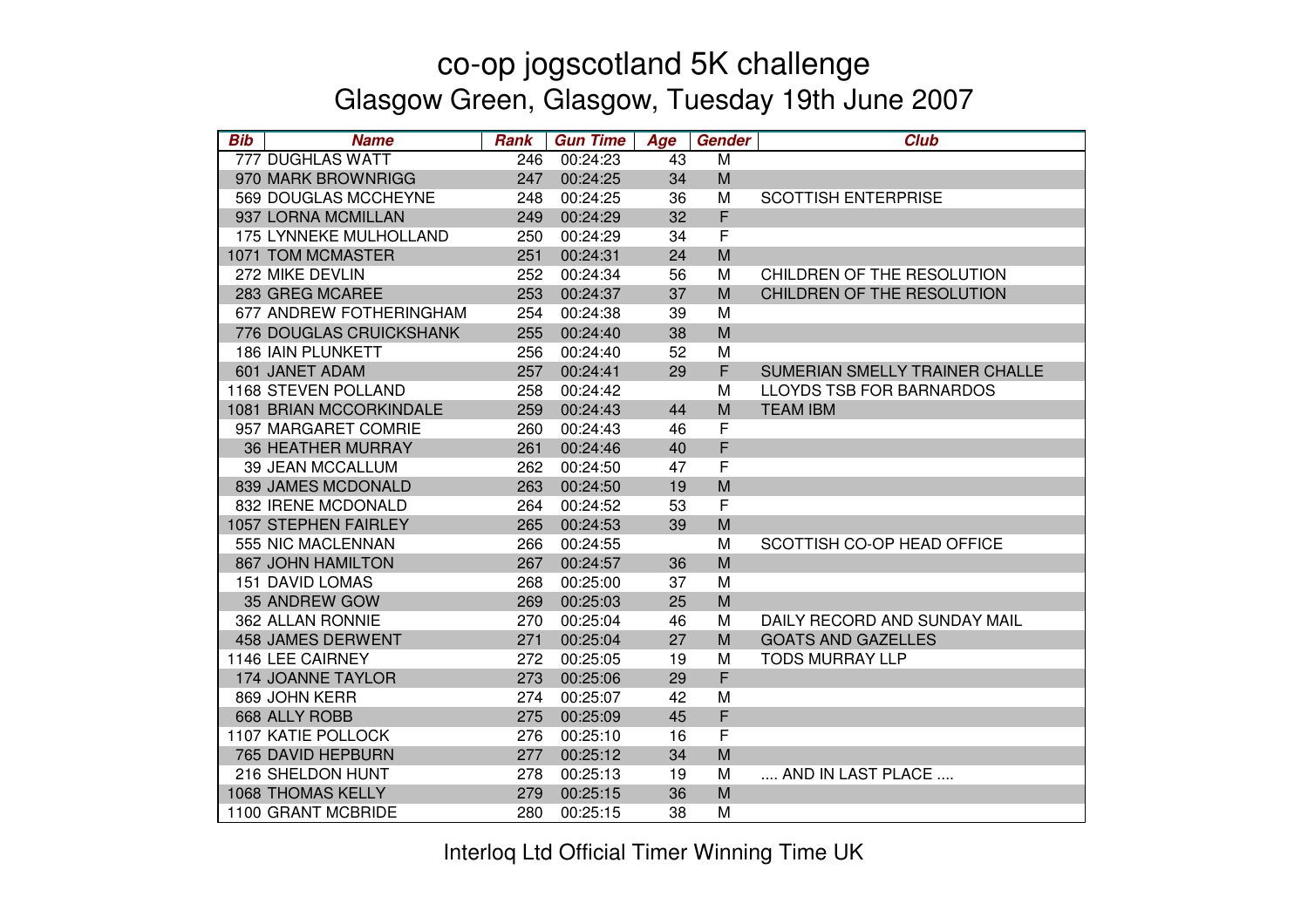# co-op jogscotland 5K challenge

## Glasgow Green, Glasgow, Tuesday 19th June 2007

| Bib | Name | Rank | Gun Time | Age | Gender | Club |
|---|---|---|---|---|---|---|
| 777 | DUGHLAS WATT | 246 | 00:24:23 | 43 | M | |
| 970 | MARK BROWNRIGG | 247 | 00:24:25 | 34 | M | |
| 569 | DOUGLAS MCCHEYNE | 248 | 00:24:25 | 36 | M | SCOTTISH ENTERPRISE |
| 937 | LORNA MCMILLAN | 249 | 00:24:29 | 32 | F | |
| 175 | LYNNEKE MULHOLLAND | 250 | 00:24:29 | 34 | F | |
| 1071 | TOM MCMASTER | 251 | 00:24:31 | 24 | M | |
| 272 | MIKE DEVLIN | 252 | 00:24:34 | 56 | M | CHILDREN OF THE RESOLUTION |
| 283 | GREG MCAREE | 253 | 00:24:37 | 37 | M | CHILDREN OF THE RESOLUTION |
| 677 | ANDREW FOTHERINGHAM | 254 | 00:24:38 | 39 | M | |
| 776 | DOUGLAS CRUICKSHANK | 255 | 00:24:40 | 38 | M | |
| 186 | IAIN PLUNKETT | 256 | 00:24:40 | 52 | M | |
| 601 | JANET ADAM | 257 | 00:24:41 | 29 | F | SUMERIAN SMELLY TRAINER CHALLE |
| 1168 | STEVEN POLLAND | 258 | 00:24:42 | | M | LLOYDS TSB FOR BARNARDOS |
| 1081 | BRIAN MCCORKINDALE | 259 | 00:24:43 | 44 | M | TEAM IBM |
| 957 | MARGARET COMRIE | 260 | 00:24:43 | 46 | F | |
| 36 | HEATHER MURRAY | 261 | 00:24:46 | 40 | F | |
| 39 | JEAN MCCALLUM | 262 | 00:24:50 | 47 | F | |
| 839 | JAMES MCDONALD | 263 | 00:24:50 | 19 | M | |
| 832 | IRENE MCDONALD | 264 | 00:24:52 | 53 | F | |
| 1057 | STEPHEN FAIRLEY | 265 | 00:24:53 | 39 | M | |
| 555 | NIC MACLENNAN | 266 | 00:24:55 | | M | SCOTTISH CO-OP HEAD OFFICE |
| 867 | JOHN HAMILTON | 267 | 00:24:57 | 36 | M | |
| 151 | DAVID LOMAS | 268 | 00:25:00 | 37 | M | |
| 35 | ANDREW GOW | 269 | 00:25:03 | 25 | M | |
| 362 | ALLAN RONNIE | 270 | 00:25:04 | 46 | M | DAILY RECORD AND SUNDAY MAIL |
| 458 | JAMES DERWENT | 271 | 00:25:04 | 27 | M | GOATS AND GAZELLES |
| 1146 | LEE CAIRNEY | 272 | 00:25:05 | 19 | M | TODS MURRAY LLP |
| 174 | JOANNE TAYLOR | 273 | 00:25:06 | 29 | F | |
| 869 | JOHN KERR | 274 | 00:25:07 | 42 | M | |
| 668 | ALLY ROBB | 275 | 00:25:09 | 45 | F | |
| 1107 | KATIE POLLOCK | 276 | 00:25:10 | 16 | F | |
| 765 | DAVID HEPBURN | 277 | 00:25:12 | 34 | M | |
| 216 | SHELDON HUNT | 278 | 00:25:13 | 19 | M | .... AND IN LAST PLACE .... |
| 1068 | THOMAS KELLY | 279 | 00:25:15 | 36 | M | |
| 1100 | GRANT MCBRIDE | 280 | 00:25:15 | 38 | M | |

Interloq Ltd Official Timer Winning Time UK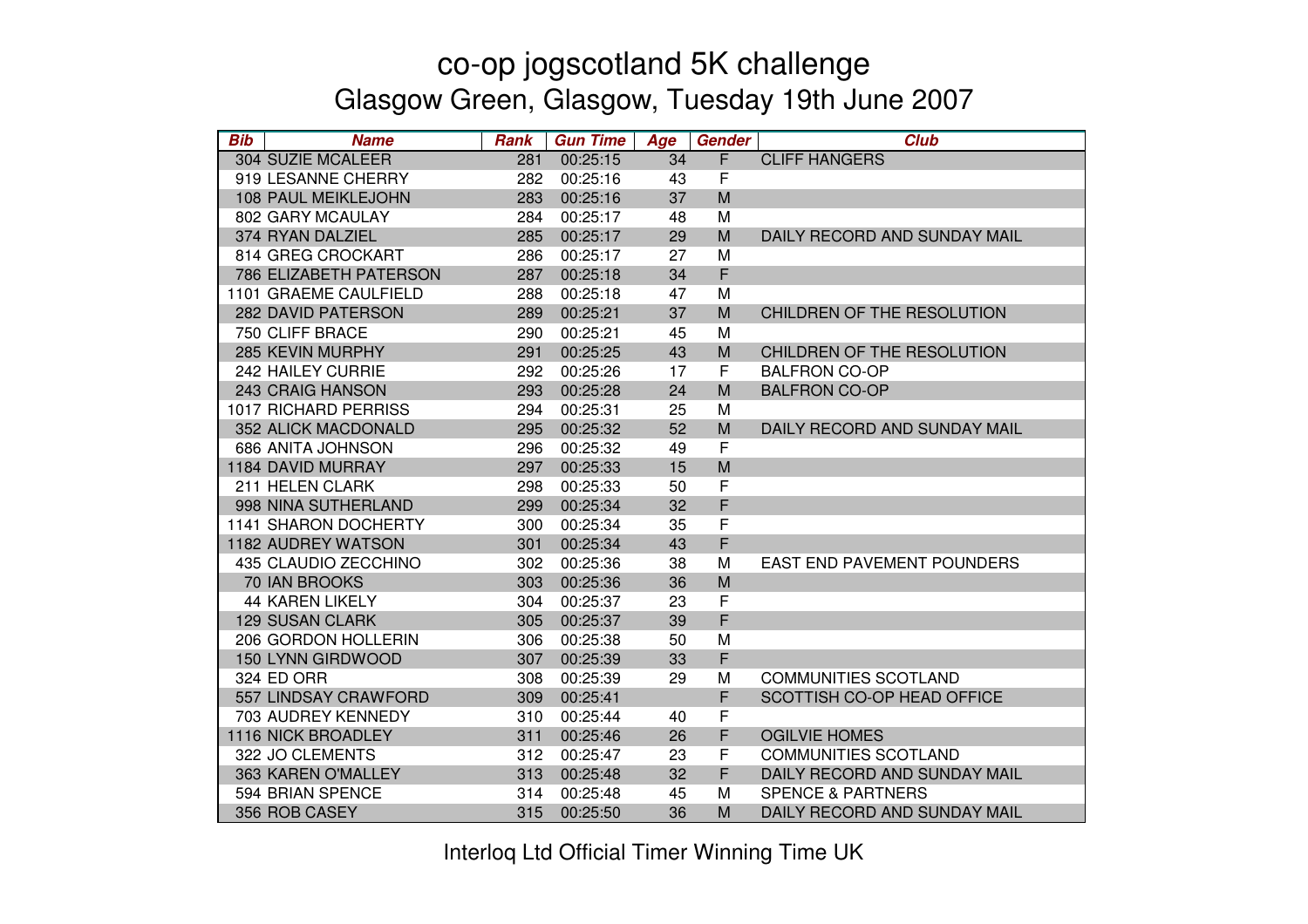# co-op jogscotland 5K challenge

## Glasgow Green, Glasgow, Tuesday 19th June 2007

| Bib | Name | Rank | Gun Time | Age | Gender | Club |
|---|---|---|---|---|---|---|
| 304 | SUZIE MCALEER | 281 | 00:25:15 | 34 | F | CLIFF HANGERS |
| 919 | LESANNE CHERRY | 282 | 00:25:16 | 43 | F | |
| 108 | PAUL MEIKLEJOHN | 283 | 00:25:16 | 37 | M | |
| 802 | GARY MCAULAY | 284 | 00:25:17 | 48 | M | |
| 374 | RYAN DALZIEL | 285 | 00:25:17 | 29 | M | DAILY RECORD AND SUNDAY MAIL |
| 814 | GREG CROCKART | 286 | 00:25:17 | 27 | M | |
| 786 | ELIZABETH PATERSON | 287 | 00:25:18 | 34 | F | |
| 1101 | GRAEME CAULFIELD | 288 | 00:25:18 | 47 | M | |
| 282 | DAVID PATERSON | 289 | 00:25:21 | 37 | M | CHILDREN OF THE RESOLUTION |
| 750 | CLIFF BRACE | 290 | 00:25:21 | 45 | M | |
| 285 | KEVIN MURPHY | 291 | 00:25:25 | 43 | M | CHILDREN OF THE RESOLUTION |
| 242 | HAILEY CURRIE | 292 | 00:25:26 | 17 | F | BALFRON CO-OP |
| 243 | CRAIG HANSON | 293 | 00:25:28 | 24 | M | BALFRON CO-OP |
| 1017 | RICHARD PERRISS | 294 | 00:25:31 | 25 | M | |
| 352 | ALICK MACDONALD | 295 | 00:25:32 | 52 | M | DAILY RECORD AND SUNDAY MAIL |
| 686 | ANITA JOHNSON | 296 | 00:25:32 | 49 | F | |
| 1184 | DAVID MURRAY | 297 | 00:25:33 | 15 | M | |
| 211 | HELEN CLARK | 298 | 00:25:33 | 50 | F | |
| 998 | NINA SUTHERLAND | 299 | 00:25:34 | 32 | F | |
| 1141 | SHARON DOCHERTY | 300 | 00:25:34 | 35 | F | |
| 1182 | AUDREY WATSON | 301 | 00:25:34 | 43 | F | |
| 435 | CLAUDIO ZECCHINO | 302 | 00:25:36 | 38 | M | EAST END PAVEMENT POUNDERS |
| 70 | IAN BROOKS | 303 | 00:25:36 | 36 | M | |
| 44 | KAREN LIKELY | 304 | 00:25:37 | 23 | F | |
| 129 | SUSAN CLARK | 305 | 00:25:37 | 39 | F | |
| 206 | GORDON HOLLERIN | 306 | 00:25:38 | 50 | M | |
| 150 | LYNN GIRDWOOD | 307 | 00:25:39 | 33 | F | |
| 324 | ED ORR | 308 | 00:25:39 | 29 | M | COMMUNITIES SCOTLAND |
| 557 | LINDSAY CRAWFORD | 309 | 00:25:41 | | F | SCOTTISH CO-OP HEAD OFFICE |
| 703 | AUDREY KENNEDY | 310 | 00:25:44 | 40 | F | |
| 1116 | NICK BROADLEY | 311 | 00:25:46 | 26 | F | OGILVIE HOMES |
| 322 | JO CLEMENTS | 312 | 00:25:47 | 23 | F | COMMUNITIES SCOTLAND |
| 363 | KAREN O'MALLEY | 313 | 00:25:48 | 32 | F | DAILY RECORD AND SUNDAY MAIL |
| 594 | BRIAN SPENCE | 314 | 00:25:48 | 45 | M | SPENCE & PARTNERS |
| 356 | ROB CASEY | 315 | 00:25:50 | 36 | M | DAILY RECORD AND SUNDAY MAIL |

Interloq Ltd Official Timer Winning Time UK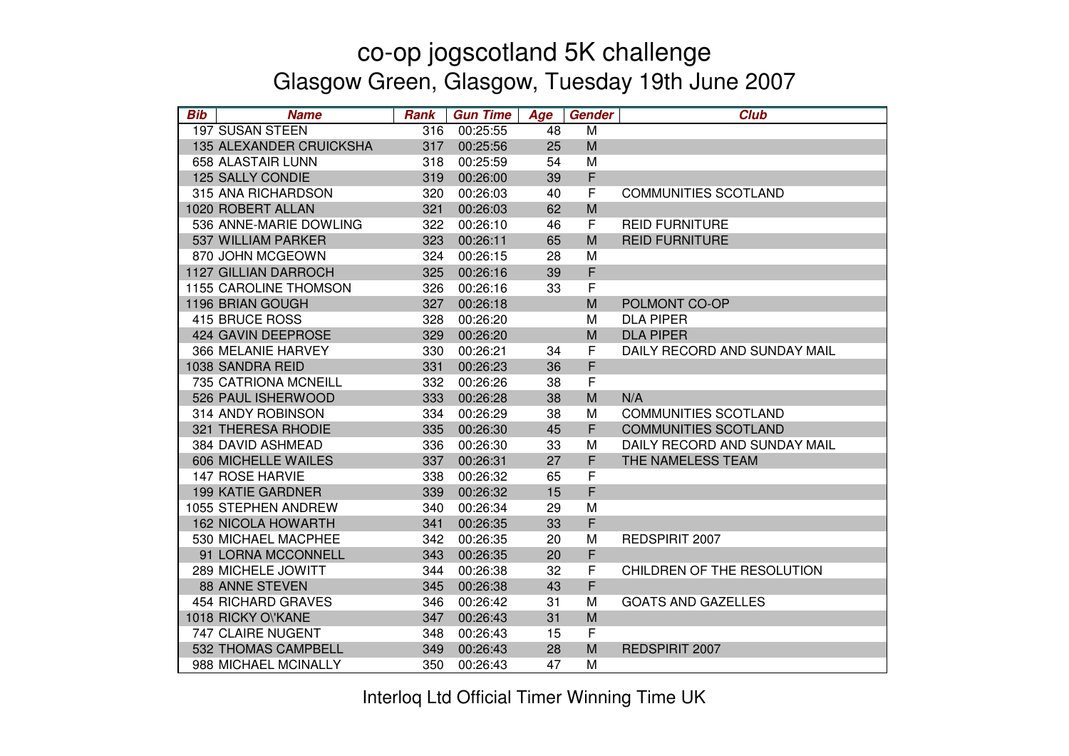# co-op jogscotland 5K challenge

## Glasgow Green, Glasgow, Tuesday 19th June 2007

| Bib | Name | Rank | Gun Time | Age | Gender | Club |
|---|---|---|---|---|---|---|
| 197 | SUSAN STEEN | 316 | 00:25:55 | 48 | M | |
| 135 | ALEXANDER CRUICKSHA | 317 | 00:25:56 | 25 | M | |
| 658 | ALASTAIR LUNN | 318 | 00:25:59 | 54 | M | |
| 125 | SALLY CONDIE | 319 | 00:26:00 | 39 | F | |
| 315 | ANA RICHARDSON | 320 | 00:26:03 | 40 | F | COMMUNITIES SCOTLAND |
| 1020 | ROBERT ALLAN | 321 | 00:26:03 | 62 | M | |
| 536 | ANNE-MARIE DOWLING | 322 | 00:26:10 | 46 | F | REID FURNITURE |
| 537 | WILLIAM PARKER | 323 | 00:26:11 | 65 | M | REID FURNITURE |
| 870 | JOHN MCGEOWN | 324 | 00:26:15 | 28 | M | |
| 1127 | GILLIAN DARROCH | 325 | 00:26:16 | 39 | F | |
| 1155 | CAROLINE THOMSON | 326 | 00:26:16 | 33 | F | |
| 1196 | BRIAN GOUGH | 327 | 00:26:18 | | M | POLMONT CO-OP |
| 415 | BRUCE ROSS | 328 | 00:26:20 | | M | DLA PIPER |
| 424 | GAVIN DEEPROSE | 329 | 00:26:20 | | M | DLA PIPER |
| 366 | MELANIE HARVEY | 330 | 00:26:21 | 34 | F | DAILY RECORD AND SUNDAY MAIL |
| 1038 | SANDRA REID | 331 | 00:26:23 | 36 | F | |
| 735 | CATRIONA MCNEILL | 332 | 00:26:26 | 38 | F | |
| 526 | PAUL ISHERWOOD | 333 | 00:26:28 | 38 | M | N/A |
| 314 | ANDY ROBINSON | 334 | 00:26:29 | 38 | M | COMMUNITIES SCOTLAND |
| 321 | THERESA RHODIE | 335 | 00:26:30 | 45 | F | COMMUNITIES SCOTLAND |
| 384 | DAVID ASHMEAD | 336 | 00:26:30 | 33 | M | DAILY RECORD AND SUNDAY MAIL |
| 606 | MICHELLE WAILES | 337 | 00:26:31 | 27 | F | THE NAMELESS TEAM |
| 147 | ROSE HARVIE | 338 | 00:26:32 | 65 | F | |
| 199 | KATIE GARDNER | 339 | 00:26:32 | 15 | F | |
| 1055 | STEPHEN ANDREW | 340 | 00:26:34 | 29 | M | |
| 162 | NICOLA HOWARTH | 341 | 00:26:35 | 33 | F | |
| 530 | MICHAEL MACPHEE | 342 | 00:26:35 | 20 | M | REDSPIRIT 2007 |
| 91 | LORNA MCCONNELL | 343 | 00:26:35 | 20 | F | |
| 289 | MICHELE JOWITT | 344 | 00:26:38 | 32 | F | CHILDREN OF THE RESOLUTION |
| 88 | ANNE STEVEN | 345 | 00:26:38 | 43 | F | |
| 454 | RICHARD GRAVES | 346 | 00:26:42 | 31 | M | GOATS AND GAZELLES |
| 1018 | RICKY O\'KANE | 347 | 00:26:43 | 31 | M | |
| 747 | CLAIRE NUGENT | 348 | 00:26:43 | 15 | F | |
| 532 | THOMAS CAMPBELL | 349 | 00:26:43 | 28 | M | REDSPIRIT 2007 |
| 988 | MICHAEL MCINALLY | 350 | 00:26:43 | 47 | M | |

Interloq Ltd Official Timer Winning Time UK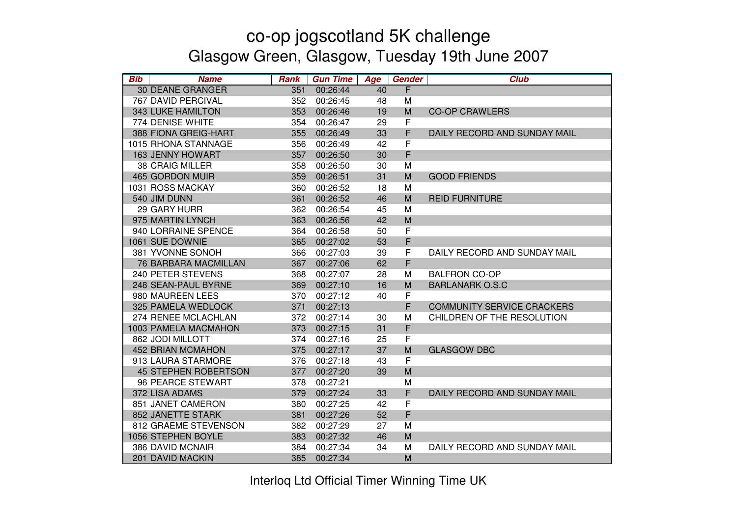# co-op jogscotland 5K challenge

## Glasgow Green, Glasgow, Tuesday 19th June 2007

| Bib | Name | Rank | Gun Time | Age | Gender | Club |
|---|---|---|---|---|---|---|
| 30 | DEANE GRANGER | 351 | 00:26:44 | 40 | F | |
| 767 | DAVID PERCIVAL | 352 | 00:26:45 | 48 | M | |
| 343 | LUKE HAMILTON | 353 | 00:26:46 | 19 | M | CO-OP CRAWLERS |
| 774 | DENISE WHITE | 354 | 00:26:47 | 29 | F | |
| 388 | FIONA GREIG-HART | 355 | 00:26:49 | 33 | F | DAILY RECORD AND SUNDAY MAIL |
| 1015 | RHONA STANNAGE | 356 | 00:26:49 | 42 | F | |
| 163 | JENNY HOWART | 357 | 00:26:50 | 30 | F | |
| 38 | CRAIG MILLER | 358 | 00:26:50 | 30 | M | |
| 465 | GORDON MUIR | 359 | 00:26:51 | 31 | M | GOOD FRIENDS |
| 1031 | ROSS MACKAY | 360 | 00:26:52 | 18 | M | |
| 540 | JIM DUNN | 361 | 00:26:52 | 46 | M | REID FURNITURE |
| 29 | GARY HURR | 362 | 00:26:54 | 45 | M | |
| 975 | MARTIN LYNCH | 363 | 00:26:56 | 42 | M | |
| 940 | LORRAINE SPENCE | 364 | 00:26:58 | 50 | F | |
| 1061 | SUE DOWNIE | 365 | 00:27:02 | 53 | F | |
| 381 | YVONNE SONOH | 366 | 00:27:03 | 39 | F | DAILY RECORD AND SUNDAY MAIL |
| 76 | BARBARA MACMILLAN | 367 | 00:27:06 | 62 | F | |
| 240 | PETER STEVENS | 368 | 00:27:07 | 28 | M | BALFRON CO-OP |
| 248 | SEAN-PAUL BYRNE | 369 | 00:27:10 | 16 | M | BARLANARK O.S.C |
| 980 | MAUREEN LEES | 370 | 00:27:12 | 40 | F | |
| 325 | PAMELA WEDLOCK | 371 | 00:27:13 | | F | COMMUNITY SERVICE CRACKERS |
| 274 | RENEE MCLACHLAN | 372 | 00:27:14 | 30 | M | CHILDREN OF THE RESOLUTION |
| 1003 | PAMELA MACMAHON | 373 | 00:27:15 | 31 | F | |
| 862 | JODI MILLOTT | 374 | 00:27:16 | 25 | F | |
| 452 | BRIAN MCMAHON | 375 | 00:27:17 | 37 | M | GLASGOW DBC |
| 913 | LAURA STARMORE | 376 | 00:27:18 | 43 | F | |
| 45 | STEPHEN ROBERTSON | 377 | 00:27:20 | 39 | M | |
| 96 | PEARCE STEWART | 378 | 00:27:21 | | M | |
| 372 | LISA ADAMS | 379 | 00:27:24 | 33 | F | DAILY RECORD AND SUNDAY MAIL |
| 851 | JANET CAMERON | 380 | 00:27:25 | 42 | F | |
| 852 | JANETTE STARK | 381 | 00:27:26 | 52 | F | |
| 812 | GRAEME STEVENSON | 382 | 00:27:29 | 27 | M | |
| 1056 | STEPHEN BOYLE | 383 | 00:27:32 | 46 | M | |
| 386 | DAVID MCNAIR | 384 | 00:27:34 | 34 | M | DAILY RECORD AND SUNDAY MAIL |
| 201 | DAVID MACKIN | 385 | 00:27:34 | | M | |

Interloq Ltd Official Timer Winning Time UK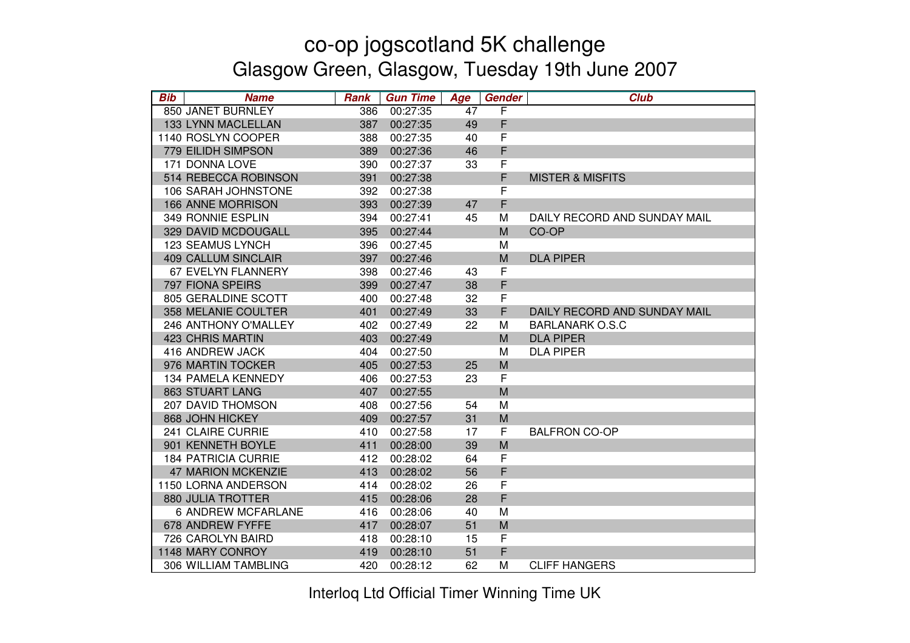# co-op jogscotland 5K challenge

## Glasgow Green, Glasgow, Tuesday 19th June 2007

| Bib | Name | Rank | Gun Time | Age | Gender | Club |
|---|---|---|---|---|---|---|
| 850 | JANET BURNLEY | 386 | 00:27:35 | 47 | F | |
| 133 | LYNN MACLELLAN | 387 | 00:27:35 | 49 | F | |
| 1140 | ROSLYN COOPER | 388 | 00:27:35 | 40 | F | |
| 779 | EILIDH SIMPSON | 389 | 00:27:36 | 46 | F | |
| 171 | DONNA LOVE | 390 | 00:27:37 | 33 | F | |
| 514 | REBECCA ROBINSON | 391 | 00:27:38 | | F | MISTER & MISFITS |
| 106 | SARAH JOHNSTONE | 392 | 00:27:38 | | F | |
| 166 | ANNE MORRISON | 393 | 00:27:39 | 47 | F | |
| 349 | RONNIE ESPLIN | 394 | 00:27:41 | 45 | M | DAILY RECORD AND SUNDAY MAIL |
| 329 | DAVID MCDOUGALL | 395 | 00:27:44 | | M | CO-OP |
| 123 | SEAMUS LYNCH | 396 | 00:27:45 | | M | |
| 409 | CALLUM SINCLAIR | 397 | 00:27:46 | | M | DLA PIPER |
| 67 | EVELYN FLANNERY | 398 | 00:27:46 | 43 | F | |
| 797 | FIONA SPEIRS | 399 | 00:27:47 | 38 | F | |
| 805 | GERALDINE SCOTT | 400 | 00:27:48 | 32 | F | |
| 358 | MELANIE COULTER | 401 | 00:27:49 | 33 | F | DAILY RECORD AND SUNDAY MAIL |
| 246 | ANTHONY O'MALLEY | 402 | 00:27:49 | 22 | M | BARLANARK O.S.C |
| 423 | CHRIS MARTIN | 403 | 00:27:49 | | M | DLA PIPER |
| 416 | ANDREW JACK | 404 | 00:27:50 | | M | DLA PIPER |
| 976 | MARTIN TOCKER | 405 | 00:27:53 | 25 | M | |
| 134 | PAMELA KENNEDY | 406 | 00:27:53 | 23 | F | |
| 863 | STUART LANG | 407 | 00:27:55 | | M | |
| 207 | DAVID THOMSON | 408 | 00:27:56 | 54 | M | |
| 868 | JOHN HICKEY | 409 | 00:27:57 | 31 | M | |
| 241 | CLAIRE CURRIE | 410 | 00:27:58 | 17 | F | BALFRON CO-OP |
| 901 | KENNETH BOYLE | 411 | 00:28:00 | 39 | M | |
| 184 | PATRICIA CURRIE | 412 | 00:28:02 | 64 | F | |
| 47 | MARION MCKENZIE | 413 | 00:28:02 | 56 | F | |
| 1150 | LORNA ANDERSON | 414 | 00:28:02 | 26 | F | |
| 880 | JULIA TROTTER | 415 | 00:28:06 | 28 | F | |
| 6 | ANDREW MCFARLANE | 416 | 00:28:06 | 40 | M | |
| 678 | ANDREW FYFFE | 417 | 00:28:07 | 51 | M | |
| 726 | CAROLYN BAIRD | 418 | 00:28:10 | 15 | F | |
| 1148 | MARY CONROY | 419 | 00:28:10 | 51 | F | |
| 306 | WILLIAM TAMBLING | 420 | 00:28:12 | 62 | M | CLIFF HANGERS |

Interloq Ltd Official Timer Winning Time UK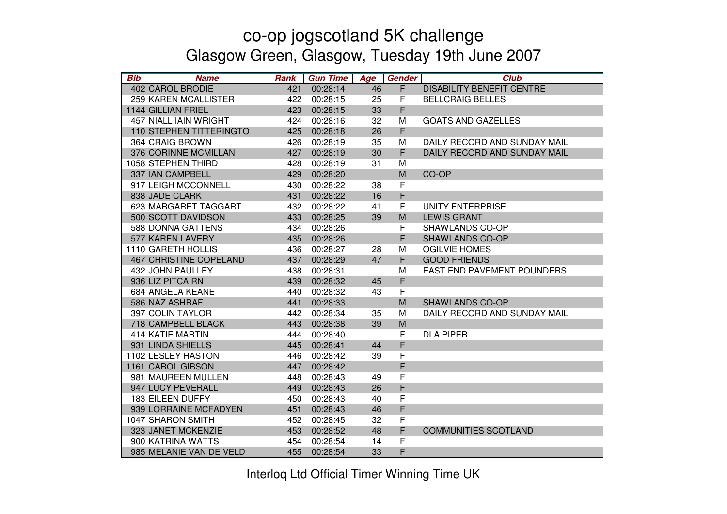# co-op jogscotland 5K challenge

## Glasgow Green, Glasgow, Tuesday 19th June 2007

| Bib | Name | Rank | Gun Time | Age | Gender | Club |
|---|---|---|---|---|---|---|
| 402 | CAROL BRODIE | 421 | 00:28:14 | 46 | F | DISABILITY BENEFIT CENTRE |
| 259 | KAREN MCALLISTER | 422 | 00:28:15 | 25 | F | BELLCRAIG BELLES |
| 1144 | GILLIAN FRIEL | 423 | 00:28:15 | 33 | F | |
| 457 | NIALL IAIN WRIGHT | 424 | 00:28:16 | 32 | M | GOATS AND GAZELLES |
| 110 | STEPHEN TITTERINGTO | 425 | 00:28:18 | 26 | F | |
| 364 | CRAIG BROWN | 426 | 00:28:19 | 35 | M | DAILY RECORD AND SUNDAY MAIL |
| 376 | CORINNE MCMILLAN | 427 | 00:28:19 | 30 | F | DAILY RECORD AND SUNDAY MAIL |
| 1058 | STEPHEN THIRD | 428 | 00:28:19 | 31 | M | |
| 337 | IAN CAMPBELL | 429 | 00:28:20 | | M | CO-OP |
| 917 | LEIGH MCCONNELL | 430 | 00:28:22 | 38 | F | |
| 838 | JADE CLARK | 431 | 00:28:22 | 16 | F | |
| 623 | MARGARET TAGGART | 432 | 00:28:22 | 41 | F | UNITY ENTERPRISE |
| 500 | SCOTT DAVIDSON | 433 | 00:28:25 | 39 | M | LEWIS GRANT |
| 588 | DONNA GATTENS | 434 | 00:28:26 | | F | SHAWLANDS CO-OP |
| 577 | KAREN LAVERY | 435 | 00:28:26 | | F | SHAWLANDS CO-OP |
| 1110 | GARETH HOLLIS | 436 | 00:28:27 | 28 | M | OGILVIE HOMES |
| 467 | CHRISTINE COPELAND | 437 | 00:28:29 | 47 | F | GOOD FRIENDS |
| 432 | JOHN PAULLEY | 438 | 00:28:31 | | M | EAST END PAVEMENT POUNDERS |
| 936 | LIZ PITCAIRN | 439 | 00:28:32 | 45 | F | |
| 684 | ANGELA KEANE | 440 | 00:28:32 | 43 | F | |
| 586 | NAZ ASHRAF | 441 | 00:28:33 | | M | SHAWLANDS CO-OP |
| 397 | COLIN TAYLOR | 442 | 00:28:34 | 35 | M | DAILY RECORD AND SUNDAY MAIL |
| 718 | CAMPBELL BLACK | 443 | 00:28:38 | 39 | M | |
| 414 | KATIE MARTIN | 444 | 00:28:40 | | F | DLA PIPER |
| 931 | LINDA SHIELLS | 445 | 00:28:41 | 44 | F | |
| 1102 | LESLEY HASTON | 446 | 00:28:42 | 39 | F | |
| 1161 | CAROL GIBSON | 447 | 00:28:42 | | F | |
| 981 | MAUREEN MULLEN | 448 | 00:28:43 | 49 | F | |
| 947 | LUCY PEVERALL | 449 | 00:28:43 | 26 | F | |
| 183 | EILEEN DUFFY | 450 | 00:28:43 | 40 | F | |
| 939 | LORRAINE MCFADYEN | 451 | 00:28:43 | 46 | F | |
| 1047 | SHARON SMITH | 452 | 00:28:45 | 32 | F | |
| 323 | JANET MCKENZIE | 453 | 00:28:52 | 48 | F | COMMUNITIES SCOTLAND |
| 900 | KATRINA WATTS | 454 | 00:28:54 | 14 | F | |
| 985 | MELANIE VAN DE VELD | 455 | 00:28:54 | 33 | F | |

Interloq Ltd Official Timer Winning Time UK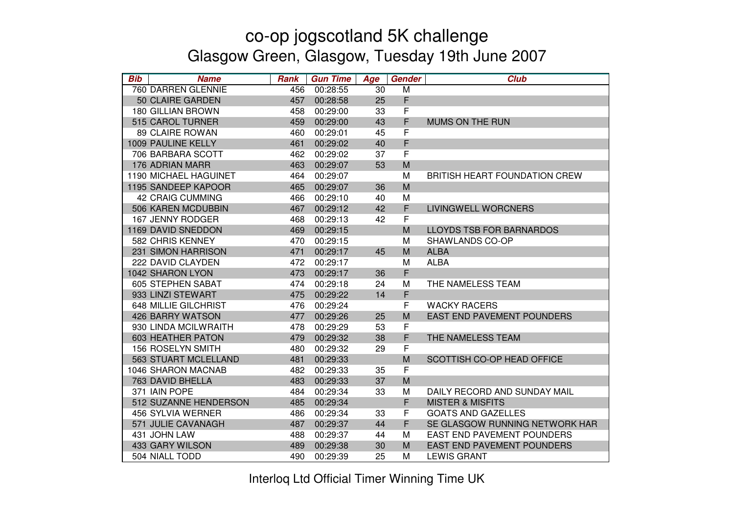# co-op jogscotland 5K challenge

## Glasgow Green, Glasgow, Tuesday 19th June 2007

| Bib | Name | Rank | Gun Time | Age | Gender | Club |
|---|---|---|---|---|---|---|
| 760 | DARREN GLENNIE | 456 | 00:28:55 | 30 | M | |
| 50 | CLAIRE GARDEN | 457 | 00:28:58 | 25 | F | |
| 180 | GILLIAN BROWN | 458 | 00:29:00 | 33 | F | |
| 515 | CAROL TURNER | 459 | 00:29:00 | 43 | F | MUMS ON THE RUN |
| 89 | CLAIRE ROWAN | 460 | 00:29:01 | 45 | F | |
| 1009 | PAULINE KELLY | 461 | 00:29:02 | 40 | F | |
| 706 | BARBARA SCOTT | 462 | 00:29:02 | 37 | F | |
| 176 | ADRIAN MARR | 463 | 00:29:07 | 53 | M | |
| 1190 | MICHAEL HAGUINET | 464 | 00:29:07 | | M | BRITISH HEART FOUNDATION CREW |
| 1195 | SANDEEP KAPOOR | 465 | 00:29:07 | 36 | M | |
| 42 | CRAIG CUMMING | 466 | 00:29:10 | 40 | M | |
| 506 | KAREN MCDUBBIN | 467 | 00:29:12 | 42 | F | LIVINGWELL WORCNERS |
| 167 | JENNY RODGER | 468 | 00:29:13 | 42 | F | |
| 1169 | DAVID SNEDDON | 469 | 00:29:15 | | M | LLOYDS TSB FOR BARNARDOS |
| 582 | CHRIS KENNEY | 470 | 00:29:15 | | M | SHAWLANDS CO-OP |
| 231 | SIMON HARRISON | 471 | 00:29:17 | 45 | M | ALBA |
| 222 | DAVID CLAYDEN | 472 | 00:29:17 | | M | ALBA |
| 1042 | SHARON LYON | 473 | 00:29:17 | 36 | F | |
| 605 | STEPHEN SABAT | 474 | 00:29:18 | 24 | M | THE NAMELESS TEAM |
| 933 | LINZI STEWART | 475 | 00:29:22 | 14 | F | |
| 648 | MILLIE GILCHRIST | 476 | 00:29:24 | | F | WACKY RACERS |
| 426 | BARRY WATSON | 477 | 00:29:26 | 25 | M | EAST END PAVEMENT POUNDERS |
| 930 | LINDA MCILWRAITH | 478 | 00:29:29 | 53 | F | |
| 603 | HEATHER PATON | 479 | 00:29:32 | 38 | F | THE NAMELESS TEAM |
| 156 | ROSELYN SMITH | 480 | 00:29:32 | 29 | F | |
| 563 | STUART MCLELLAND | 481 | 00:29:33 | | M | SCOTTISH CO-OP HEAD OFFICE |
| 1046 | SHARON MACNAB | 482 | 00:29:33 | 35 | F | |
| 763 | DAVID BHELLA | 483 | 00:29:33 | 37 | M | |
| 371 | IAIN POPE | 484 | 00:29:34 | 33 | M | DAILY RECORD AND SUNDAY MAIL |
| 512 | SUZANNE HENDERSON | 485 | 00:29:34 | | F | MISTER & MISFITS |
| 456 | SYLVIA WERNER | 486 | 00:29:34 | 33 | F | GOATS AND GAZELLES |
| 571 | JULIE CAVANAGH | 487 | 00:29:37 | 44 | F | SE GLASGOW RUNNING NETWORK HAR |
| 431 | JOHN LAW | 488 | 00:29:37 | 44 | M | EAST END PAVEMENT POUNDERS |
| 433 | GARY WILSON | 489 | 00:29:38 | 30 | M | EAST END PAVEMENT POUNDERS |
| 504 | NIALL TODD | 490 | 00:29:39 | 25 | M | LEWIS GRANT |

Interloq Ltd Official Timer Winning Time UK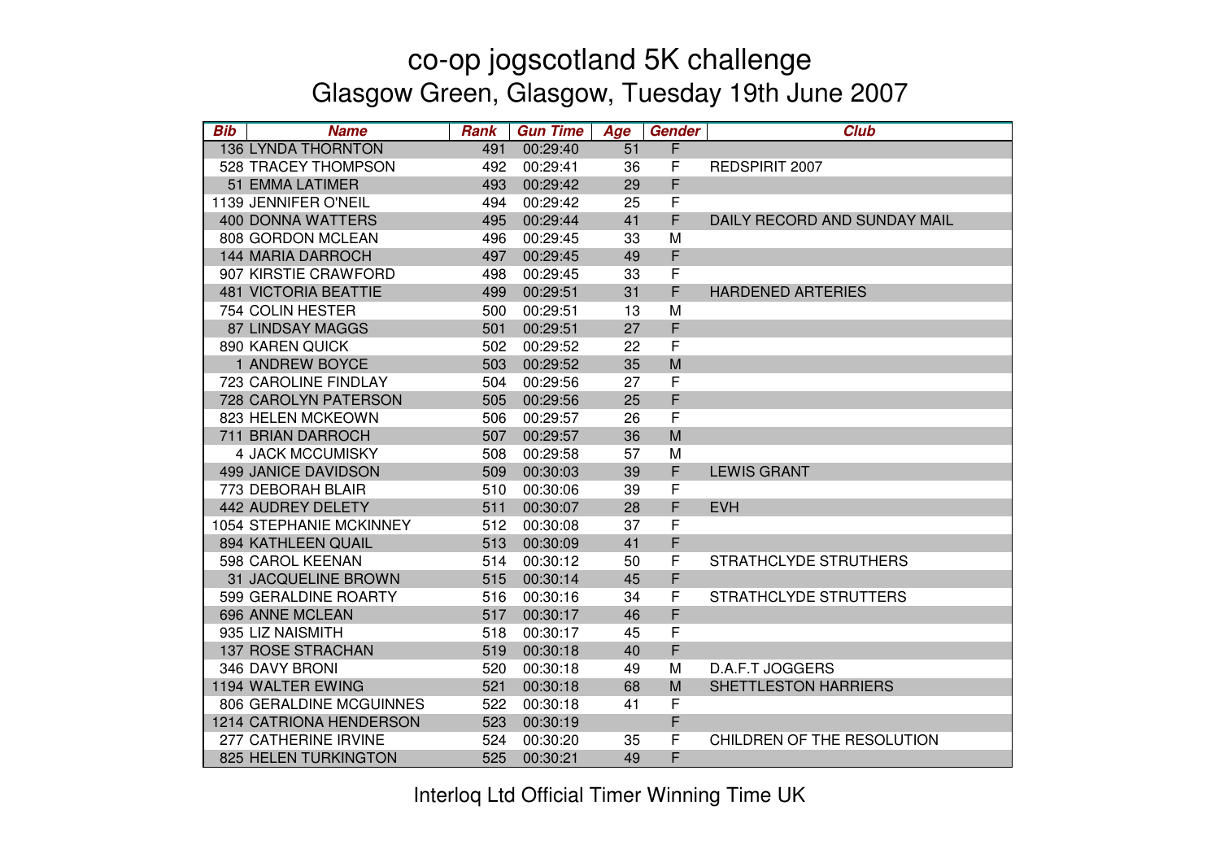# co-op jogscotland 5K challenge

## Glasgow Green, Glasgow, Tuesday 19th June 2007

| Bib | Name | Rank | Gun Time | Age | Gender | Club |
|---|---|---|---|---|---|---|
| 136 | LYNDA THORNTON | 491 | 00:29:40 | 51 | F | |
| 528 | TRACEY THOMPSON | 492 | 00:29:41 | 36 | F | REDSPIRIT 2007 |
| 51 | EMMA LATIMER | 493 | 00:29:42 | 29 | F | |
| 1139 | JENNIFER O'NEIL | 494 | 00:29:42 | 25 | F | |
| 400 | DONNA WATTERS | 495 | 00:29:44 | 41 | F | DAILY RECORD AND SUNDAY MAIL |
| 808 | GORDON MCLEAN | 496 | 00:29:45 | 33 | M | |
| 144 | MARIA DARROCH | 497 | 00:29:45 | 49 | F | |
| 907 | KIRSTIE CRAWFORD | 498 | 00:29:45 | 33 | F | |
| 481 | VICTORIA BEATTIE | 499 | 00:29:51 | 31 | F | HARDENED ARTERIES |
| 754 | COLIN HESTER | 500 | 00:29:51 | 13 | M | |
| 87 | LINDSAY MAGGS | 501 | 00:29:51 | 27 | F | |
| 890 | KAREN QUICK | 502 | 00:29:52 | 22 | F | |
| 1 | ANDREW BOYCE | 503 | 00:29:52 | 35 | M | |
| 723 | CAROLINE FINDLAY | 504 | 00:29:56 | 27 | F | |
| 728 | CAROLYN PATERSON | 505 | 00:29:56 | 25 | F | |
| 823 | HELEN MCKEOWN | 506 | 00:29:57 | 26 | F | |
| 711 | BRIAN DARROCH | 507 | 00:29:57 | 36 | M | |
| 4 | JACK MCCUMISKY | 508 | 00:29:58 | 57 | M | |
| 499 | JANICE DAVIDSON | 509 | 00:30:03 | 39 | F | LEWIS GRANT |
| 773 | DEBORAH BLAIR | 510 | 00:30:06 | 39 | F | |
| 442 | AUDREY DELETY | 511 | 00:30:07 | 28 | F | EVH |
| 1054 | STEPHANIE MCKINNEY | 512 | 00:30:08 | 37 | F | |
| 894 | KATHLEEN QUAIL | 513 | 00:30:09 | 41 | F | |
| 598 | CAROL KEENAN | 514 | 00:30:12 | 50 | F | STRATHCLYDE STRUTHERS |
| 31 | JACQUELINE BROWN | 515 | 00:30:14 | 45 | F | |
| 599 | GERALDINE ROARTY | 516 | 00:30:16 | 34 | F | STRATHCLYDE STRUTTERS |
| 696 | ANNE MCLEAN | 517 | 00:30:17 | 46 | F | |
| 935 | LIZ NAISMITH | 518 | 00:30:17 | 45 | F | |
| 137 | ROSE STRACHAN | 519 | 00:30:18 | 40 | F | |
| 346 | DAVY BRONI | 520 | 00:30:18 | 49 | M | D.A.F.T JOGGERS |
| 1194 | WALTER EWING | 521 | 00:30:18 | 68 | M | SHETTLESTON HARRIERS |
| 806 | GERALDINE MCGUINNES | 522 | 00:30:18 | 41 | F | |
| 1214 | CATRIONA HENDERSON | 523 | 00:30:19 | | F | |
| 277 | CATHERINE IRVINE | 524 | 00:30:20 | 35 | F | CHILDREN OF THE RESOLUTION |
| 825 | HELEN TURKINGTON | 525 | 00:30:21 | 49 | F | |

Interloq Ltd Official Timer Winning Time UK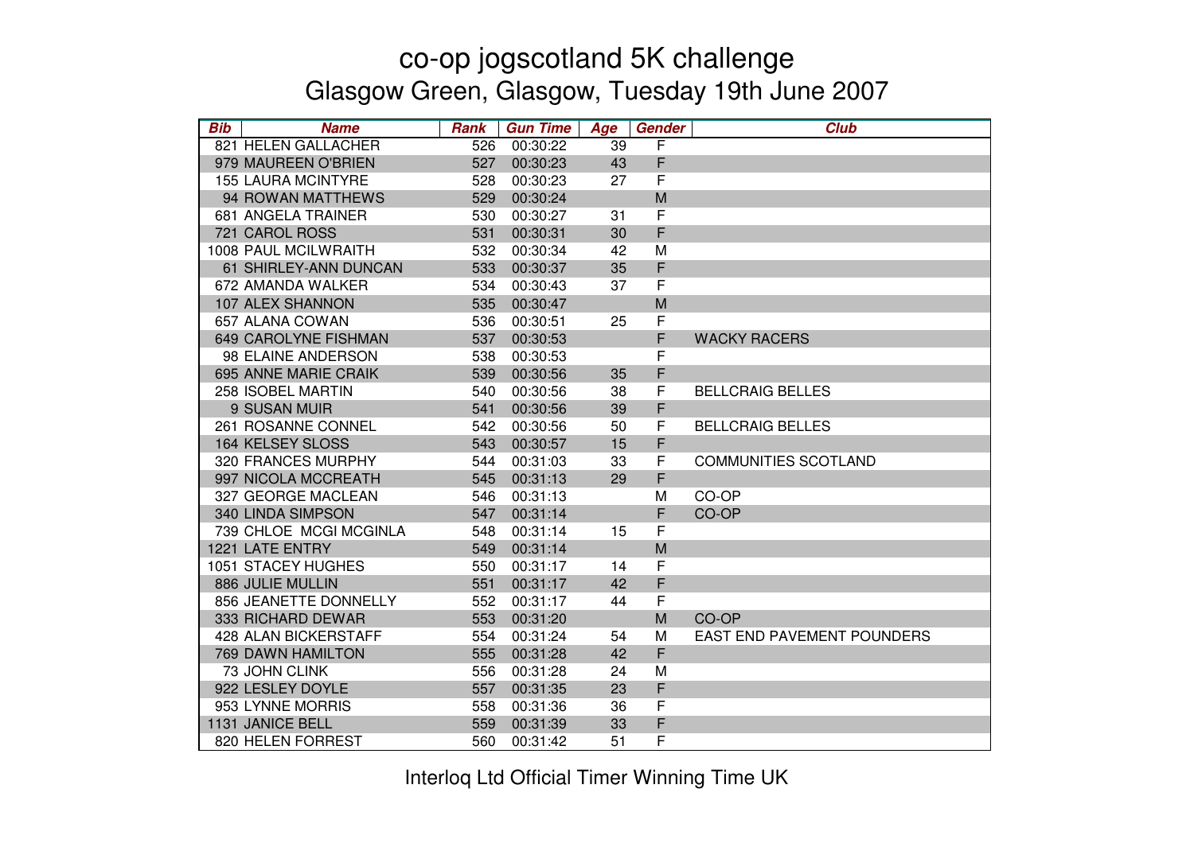# co-op jogscotland 5K challenge

## Glasgow Green, Glasgow, Tuesday 19th June 2007

| Bib | Name | Rank | Gun Time | Age | Gender | Club |
|---|---|---|---|---|---|---|
| 821 | HELEN GALLACHER | 526 | 00:30:22 | 39 | F | |
| 979 | MAUREEN O'BRIEN | 527 | 00:30:23 | 43 | F | |
| 155 | LAURA MCINTYRE | 528 | 00:30:23 | 27 | F | |
| 94 | ROWAN MATTHEWS | 529 | 00:30:24 | | M | |
| 681 | ANGELA TRAINER | 530 | 00:30:27 | 31 | F | |
| 721 | CAROL ROSS | 531 | 00:30:31 | 30 | F | |
| 1008 | PAUL MCILWRAITH | 532 | 00:30:34 | 42 | M | |
| 61 | SHIRLEY-ANN DUNCAN | 533 | 00:30:37 | 35 | F | |
| 672 | AMANDA WALKER | 534 | 00:30:43 | 37 | F | |
| 107 | ALEX SHANNON | 535 | 00:30:47 | | M | |
| 657 | ALANA COWAN | 536 | 00:30:51 | 25 | F | |
| 649 | CAROLYNE FISHMAN | 537 | 00:30:53 | | F | WACKY RACERS |
| 98 | ELAINE ANDERSON | 538 | 00:30:53 | | F | |
| 695 | ANNE MARIE CRAIK | 539 | 00:30:56 | 35 | F | |
| 258 | ISOBEL MARTIN | 540 | 00:30:56 | 38 | F | BELLCRAIG BELLES |
| 9 | SUSAN MUIR | 541 | 00:30:56 | 39 | F | |
| 261 | ROSANNE CONNEL | 542 | 00:30:56 | 50 | F | BELLCRAIG BELLES |
| 164 | KELSEY SLOSS | 543 | 00:30:57 | 15 | F | |
| 320 | FRANCES MURPHY | 544 | 00:31:03 | 33 | F | COMMUNITIES SCOTLAND |
| 997 | NICOLA MCCREATH | 545 | 00:31:13 | 29 | F | |
| 327 | GEORGE MACLEAN | 546 | 00:31:13 | | M | CO-OP |
| 340 | LINDA SIMPSON | 547 | 00:31:14 | | F | CO-OP |
| 739 | CHLOE MCGI MCGINLA | 548 | 00:31:14 | 15 | F | |
| 1221 | LATE ENTRY | 549 | 00:31:14 | | M | |
| 1051 | STACEY HUGHES | 550 | 00:31:17 | 14 | F | |
| 886 | JULIE MULLIN | 551 | 00:31:17 | 42 | F | |
| 856 | JEANETTE DONNELLY | 552 | 00:31:17 | 44 | F | |
| 333 | RICHARD DEWAR | 553 | 00:31:20 | | M | CO-OP |
| 428 | ALAN BICKERSTAFF | 554 | 00:31:24 | 54 | M | EAST END PAVEMENT POUNDERS |
| 769 | DAWN HAMILTON | 555 | 00:31:28 | 42 | F | |
| 73 | JOHN CLINK | 556 | 00:31:28 | 24 | M | |
| 922 | LESLEY DOYLE | 557 | 00:31:35 | 23 | F | |
| 953 | LYNNE MORRIS | 558 | 00:31:36 | 36 | F | |
| 1131 | JANICE BELL | 559 | 00:31:39 | 33 | F | |
| 820 | HELEN FORREST | 560 | 00:31:42 | 51 | F | |

Interloq Ltd Official Timer Winning Time UK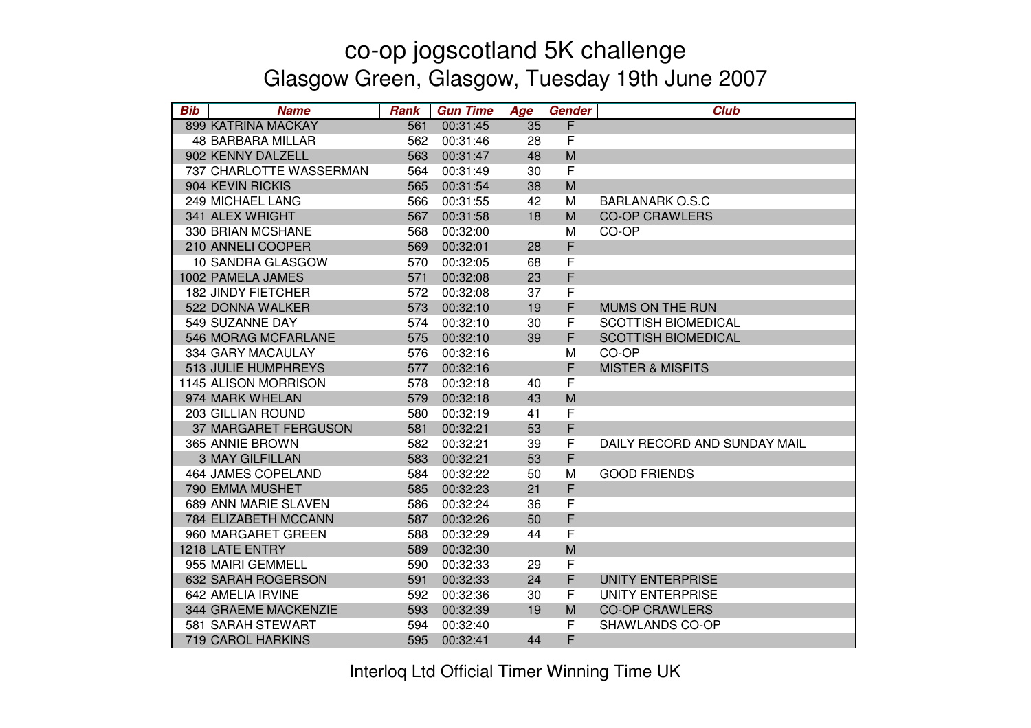# co-op jogscotland 5K challenge

## Glasgow Green, Glasgow, Tuesday 19th June 2007

| Bib | Name | Rank | Gun Time | Age | Gender | Club |
|---|---|---|---|---|---|---|
| 899 | KATRINA MACKAY | 561 | 00:31:45 | 35 | F | |
| 48 | BARBARA MILLAR | 562 | 00:31:46 | 28 | F | |
| 902 | KENNY DALZELL | 563 | 00:31:47 | 48 | M | |
| 737 | CHARLOTTE WASSERMAN | 564 | 00:31:49 | 30 | F | |
| 904 | KEVIN RICKIS | 565 | 00:31:54 | 38 | M | |
| 249 | MICHAEL LANG | 566 | 00:31:55 | 42 | M | BARLANARK O.S.C |
| 341 | ALEX WRIGHT | 567 | 00:31:58 | 18 | M | CO-OP CRAWLERS |
| 330 | BRIAN MCSHANE | 568 | 00:32:00 | | M | CO-OP |
| 210 | ANNELI COOPER | 569 | 00:32:01 | 28 | F | |
| 10 | SANDRA GLASGOW | 570 | 00:32:05 | 68 | F | |
| 1002 | PAMELA JAMES | 571 | 00:32:08 | 23 | F | |
| 182 | JINDY FIETCHER | 572 | 00:32:08 | 37 | F | |
| 522 | DONNA WALKER | 573 | 00:32:10 | 19 | F | MUMS ON THE RUN |
| 549 | SUZANNE DAY | 574 | 00:32:10 | 30 | F | SCOTTISH BIOMEDICAL |
| 546 | MORAG MCFARLANE | 575 | 00:32:10 | 39 | F | SCOTTISH BIOMEDICAL |
| 334 | GARY MACAULAY | 576 | 00:32:16 | | M | CO-OP |
| 513 | JULIE HUMPHREYS | 577 | 00:32:16 | | F | MISTER & MISFITS |
| 1145 | ALISON MORRISON | 578 | 00:32:18 | 40 | F | |
| 974 | MARK WHELAN | 579 | 00:32:18 | 43 | M | |
| 203 | GILLIAN ROUND | 580 | 00:32:19 | 41 | F | |
| 37 | MARGARET FERGUSON | 581 | 00:32:21 | 53 | F | |
| 365 | ANNIE BROWN | 582 | 00:32:21 | 39 | F | DAILY RECORD AND SUNDAY MAIL |
| 3 | MAY GILFILLAN | 583 | 00:32:21 | 53 | F | |
| 464 | JAMES COPELAND | 584 | 00:32:22 | 50 | M | GOOD FRIENDS |
| 790 | EMMA MUSHET | 585 | 00:32:23 | 21 | F | |
| 689 | ANN MARIE SLAVEN | 586 | 00:32:24 | 36 | F | |
| 784 | ELIZABETH MCCANN | 587 | 00:32:26 | 50 | F | |
| 960 | MARGARET GREEN | 588 | 00:32:29 | 44 | F | |
| 1218 | LATE ENTRY | 589 | 00:32:30 | | M | |
| 955 | MAIRI GEMMELL | 590 | 00:32:33 | 29 | F | |
| 632 | SARAH ROGERSON | 591 | 00:32:33 | 24 | F | UNITY ENTERPRISE |
| 642 | AMELIA IRVINE | 592 | 00:32:36 | 30 | F | UNITY ENTERPRISE |
| 344 | GRAEME MACKENZIE | 593 | 00:32:39 | 19 | M | CO-OP CRAWLERS |
| 581 | SARAH STEWART | 594 | 00:32:40 | | F | SHAWLANDS CO-OP |
| 719 | CAROL HARKINS | 595 | 00:32:41 | 44 | F | |

Interloq Ltd Official Timer Winning Time UK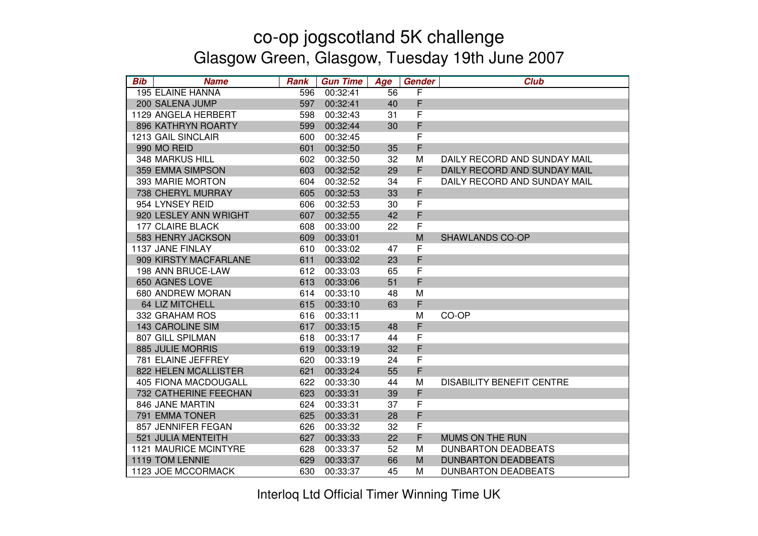# co-op jogscotland 5K challenge

## Glasgow Green, Glasgow, Tuesday 19th June 2007

| Bib | Name | Rank | Gun Time | Age | Gender | Club |
|---|---|---|---|---|---|---|
| 195 | ELAINE HANNA | 596 | 00:32:41 | 56 | F | |
| 200 | SALENA JUMP | 597 | 00:32:41 | 40 | F | |
| 1129 | ANGELA HERBERT | 598 | 00:32:43 | 31 | F | |
| 896 | KATHRYN ROARTY | 599 | 00:32:44 | 30 | F | |
| 1213 | GAIL SINCLAIR | 600 | 00:32:45 | | F | |
| 990 | MO REID | 601 | 00:32:50 | 35 | F | |
| 348 | MARKUS HILL | 602 | 00:32:50 | 32 | M | DAILY RECORD AND SUNDAY MAIL |
| 359 | EMMA SIMPSON | 603 | 00:32:52 | 29 | F | DAILY RECORD AND SUNDAY MAIL |
| 393 | MARIE MORTON | 604 | 00:32:52 | 34 | F | DAILY RECORD AND SUNDAY MAIL |
| 738 | CHERYL MURRAY | 605 | 00:32:53 | 33 | F | |
| 954 | LYNSEY REID | 606 | 00:32:53 | 30 | F | |
| 920 | LESLEY ANN WRIGHT | 607 | 00:32:55 | 42 | F | |
| 177 | CLAIRE BLACK | 608 | 00:33:00 | 22 | F | |
| 583 | HENRY JACKSON | 609 | 00:33:01 | | M | SHAWLANDS CO-OP |
| 1137 | JANE FINLAY | 610 | 00:33:02 | 47 | F | |
| 909 | KIRSTY MACFARLANE | 611 | 00:33:02 | 23 | F | |
| 198 | ANN BRUCE-LAW | 612 | 00:33:03 | 65 | F | |
| 650 | AGNES LOVE | 613 | 00:33:06 | 51 | F | |
| 680 | ANDREW MORAN | 614 | 00:33:10 | 48 | M | |
| 64 | LIZ MITCHELL | 615 | 00:33:10 | 63 | F | |
| 332 | GRAHAM ROS | 616 | 00:33:11 | | M | CO-OP |
| 143 | CAROLINE SIM | 617 | 00:33:15 | 48 | F | |
| 807 | GILL SPILMAN | 618 | 00:33:17 | 44 | F | |
| 885 | JULIE MORRIS | 619 | 00:33:19 | 32 | F | |
| 781 | ELAINE JEFFREY | 620 | 00:33:19 | 24 | F | |
| 822 | HELEN MCALLISTER | 621 | 00:33:24 | 55 | F | |
| 405 | FIONA MACDOUGALL | 622 | 00:33:30 | 44 | M | DISABILITY BENEFIT CENTRE |
| 732 | CATHERINE FEECHAN | 623 | 00:33:31 | 39 | F | |
| 846 | JANE MARTIN | 624 | 00:33:31 | 37 | F | |
| 791 | EMMA TONER | 625 | 00:33:31 | 28 | F | |
| 857 | JENNIFER FEGAN | 626 | 00:33:32 | 32 | F | |
| 521 | JULIA MENTEITH | 627 | 00:33:33 | 22 | F | MUMS ON THE RUN |
| 1121 | MAURICE MCINTYRE | 628 | 00:33:37 | 52 | M | DUNBARTON DEADBEATS |
| 1119 | TOM LENNIE | 629 | 00:33:37 | 66 | M | DUNBARTON DEADBEATS |
| 1123 | JOE MCCORMACK | 630 | 00:33:37 | 45 | M | DUNBARTON DEADBEATS |

Interloq Ltd Official Timer Winning Time UK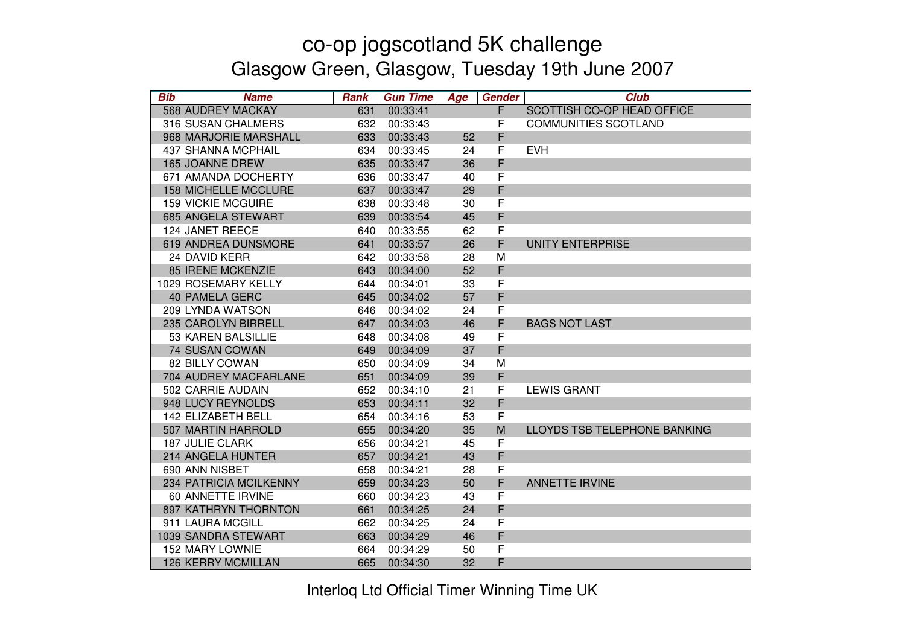# co-op jogscotland 5K challenge

## Glasgow Green, Glasgow, Tuesday 19th June 2007

| Bib | Name | Rank | Gun Time | Age | Gender | Club |
|---|---|---|---|---|---|---|
| 568 | AUDREY MACKAY | 631 | 00:33:41 | | F | SCOTTISH CO-OP HEAD OFFICE |
| 316 | SUSAN CHALMERS | 632 | 00:33:43 | | F | COMMUNITIES SCOTLAND |
| 968 | MARJORIE MARSHALL | 633 | 00:33:43 | 52 | F | |
| 437 | SHANNA MCPHAIL | 634 | 00:33:45 | 24 | F | EVH |
| 165 | JOANNE DREW | 635 | 00:33:47 | 36 | F | |
| 671 | AMANDA DOCHERTY | 636 | 00:33:47 | 40 | F | |
| 158 | MICHELLE MCCLURE | 637 | 00:33:47 | 29 | F | |
| 159 | VICKIE MCGUIRE | 638 | 00:33:48 | 30 | F | |
| 685 | ANGELA STEWART | 639 | 00:33:54 | 45 | F | |
| 124 | JANET REECE | 640 | 00:33:55 | 62 | F | |
| 619 | ANDREA DUNSMORE | 641 | 00:33:57 | 26 | F | UNITY ENTERPRISE |
| 24 | DAVID KERR | 642 | 00:33:58 | 28 | M | |
| 85 | IRENE MCKENZIE | 643 | 00:34:00 | 52 | F | |
| 1029 | ROSEMARY KELLY | 644 | 00:34:01 | 33 | F | |
| 40 | PAMELA GERC | 645 | 00:34:02 | 57 | F | |
| 209 | LYNDA WATSON | 646 | 00:34:02 | 24 | F | |
| 235 | CAROLYN BIRRELL | 647 | 00:34:03 | 46 | F | BAGS NOT LAST |
| 53 | KAREN BALSILLIE | 648 | 00:34:08 | 49 | F | |
| 74 | SUSAN COWAN | 649 | 00:34:09 | 37 | F | |
| 82 | BILLY COWAN | 650 | 00:34:09 | 34 | M | |
| 704 | AUDREY MACFARLANE | 651 | 00:34:09 | 39 | F | |
| 502 | CARRIE AUDAIN | 652 | 00:34:10 | 21 | F | LEWIS GRANT |
| 948 | LUCY REYNOLDS | 653 | 00:34:11 | 32 | F | |
| 142 | ELIZABETH BELL | 654 | 00:34:16 | 53 | F | |
| 507 | MARTIN HARROLD | 655 | 00:34:20 | 35 | M | LLOYDS TSB TELEPHONE BANKING |
| 187 | JULIE CLARK | 656 | 00:34:21 | 45 | F | |
| 214 | ANGELA HUNTER | 657 | 00:34:21 | 43 | F | |
| 690 | ANN NISBET | 658 | 00:34:21 | 28 | F | |
| 234 | PATRICIA MCILKENNY | 659 | 00:34:23 | 50 | F | ANNETTE IRVINE |
| 60 | ANNETTE IRVINE | 660 | 00:34:23 | 43 | F | |
| 897 | KATHRYN THORNTON | 661 | 00:34:25 | 24 | F | |
| 911 | LAURA MCGILL | 662 | 00:34:25 | 24 | F | |
| 1039 | SANDRA STEWART | 663 | 00:34:29 | 46 | F | |
| 152 | MARY LOWNIE | 664 | 00:34:29 | 50 | F | |
| 126 | KERRY MCMILLAN | 665 | 00:34:30 | 32 | F | |

Interloq Ltd Official Timer Winning Time UK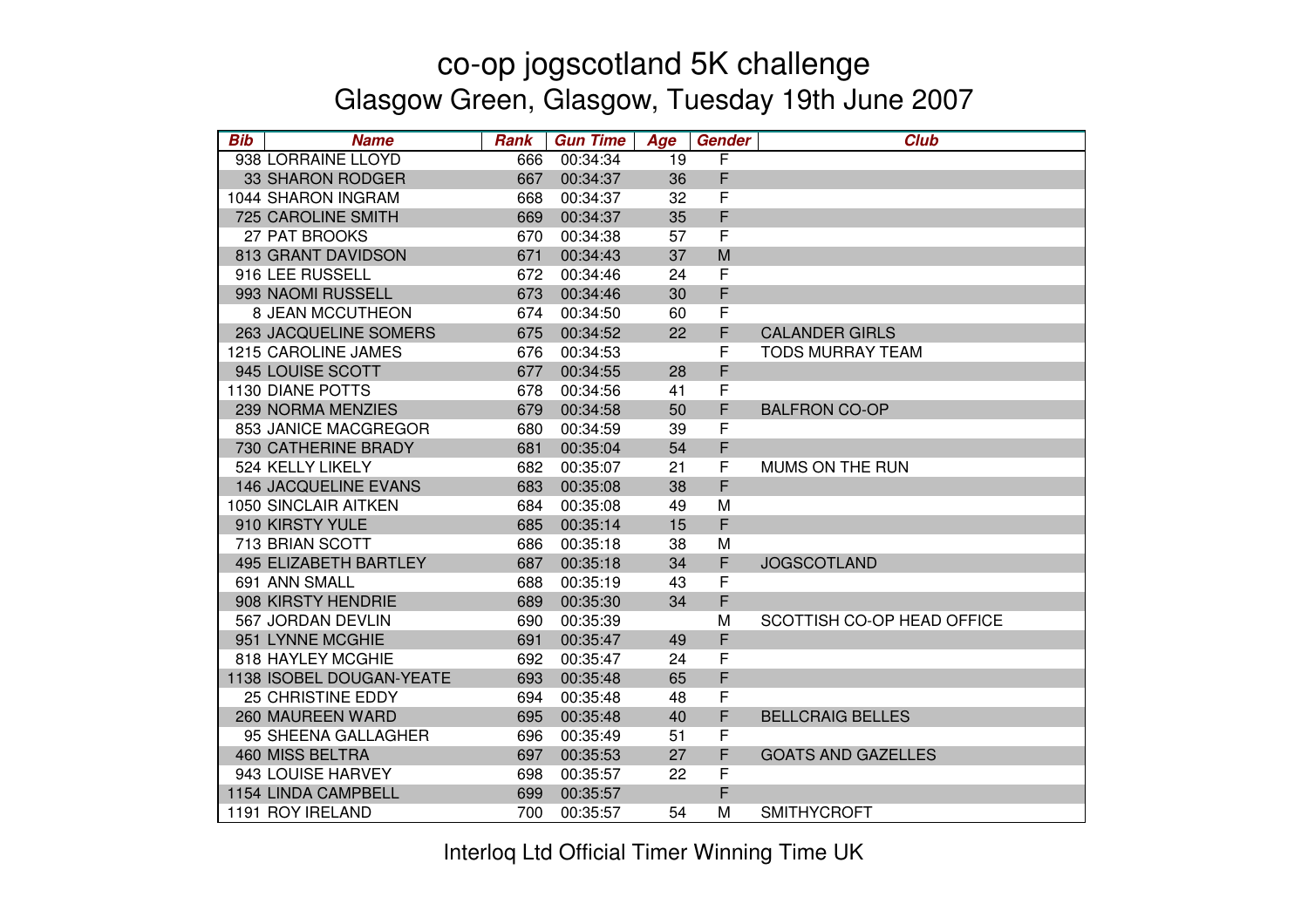# co-op jogscotland 5K challenge

## Glasgow Green, Glasgow, Tuesday 19th June 2007

| Bib | Name | Rank | Gun Time | Age | Gender | Club |
|---|---|---|---|---|---|---|
| 938 | LORRAINE LLOYD | 666 | 00:34:34 | 19 | F | |
| 33 | SHARON RODGER | 667 | 00:34:37 | 36 | F | |
| 1044 | SHARON INGRAM | 668 | 00:34:37 | 32 | F | |
| 725 | CAROLINE SMITH | 669 | 00:34:37 | 35 | F | |
| 27 | PAT BROOKS | 670 | 00:34:38 | 57 | F | |
| 813 | GRANT DAVIDSON | 671 | 00:34:43 | 37 | M | |
| 916 | LEE RUSSELL | 672 | 00:34:46 | 24 | F | |
| 993 | NAOMI RUSSELL | 673 | 00:34:46 | 30 | F | |
| 8 | JEAN MCCUTHEON | 674 | 00:34:50 | 60 | F | |
| 263 | JACQUELINE SOMERS | 675 | 00:34:52 | 22 | F | CALANDER GIRLS |
| 1215 | CAROLINE JAMES | 676 | 00:34:53 | | F | TODS MURRAY TEAM |
| 945 | LOUISE SCOTT | 677 | 00:34:55 | 28 | F | |
| 1130 | DIANE POTTS | 678 | 00:34:56 | 41 | F | |
| 239 | NORMA MENZIES | 679 | 00:34:58 | 50 | F | BALFRON CO-OP |
| 853 | JANICE MACGREGOR | 680 | 00:34:59 | 39 | F | |
| 730 | CATHERINE BRADY | 681 | 00:35:04 | 54 | F | |
| 524 | KELLY LIKELY | 682 | 00:35:07 | 21 | F | MUMS ON THE RUN |
| 146 | JACQUELINE EVANS | 683 | 00:35:08 | 38 | F | |
| 1050 | SINCLAIR AITKEN | 684 | 00:35:08 | 49 | M | |
| 910 | KIRSTY YULE | 685 | 00:35:14 | 15 | F | |
| 713 | BRIAN SCOTT | 686 | 00:35:18 | 38 | M | |
| 495 | ELIZABETH BARTLEY | 687 | 00:35:18 | 34 | F | JOGSCOTLAND |
| 691 | ANN SMALL | 688 | 00:35:19 | 43 | F | |
| 908 | KIRSTY HENDRIE | 689 | 00:35:30 | 34 | F | |
| 567 | JORDAN DEVLIN | 690 | 00:35:39 | | M | SCOTTISH CO-OP HEAD OFFICE |
| 951 | LYNNE MCGHIE | 691 | 00:35:47 | 49 | F | |
| 818 | HAYLEY MCGHIE | 692 | 00:35:47 | 24 | F | |
| 1138 | ISOBEL DOUGAN-YEATE | 693 | 00:35:48 | 65 | F | |
| 25 | CHRISTINE EDDY | 694 | 00:35:48 | 48 | F | |
| 260 | MAUREEN WARD | 695 | 00:35:48 | 40 | F | BELLCRAIG BELLES |
| 95 | SHEENA GALLAGHER | 696 | 00:35:49 | 51 | F | |
| 460 | MISS BELTRA | 697 | 00:35:53 | 27 | F | GOATS AND GAZELLES |
| 943 | LOUISE HARVEY | 698 | 00:35:57 | 22 | F | |
| 1154 | LINDA CAMPBELL | 699 | 00:35:57 | | F | |
| 1191 | ROY IRELAND | 700 | 00:35:57 | 54 | M | SMITHYCROFT |

Interloq Ltd Official Timer Winning Time UK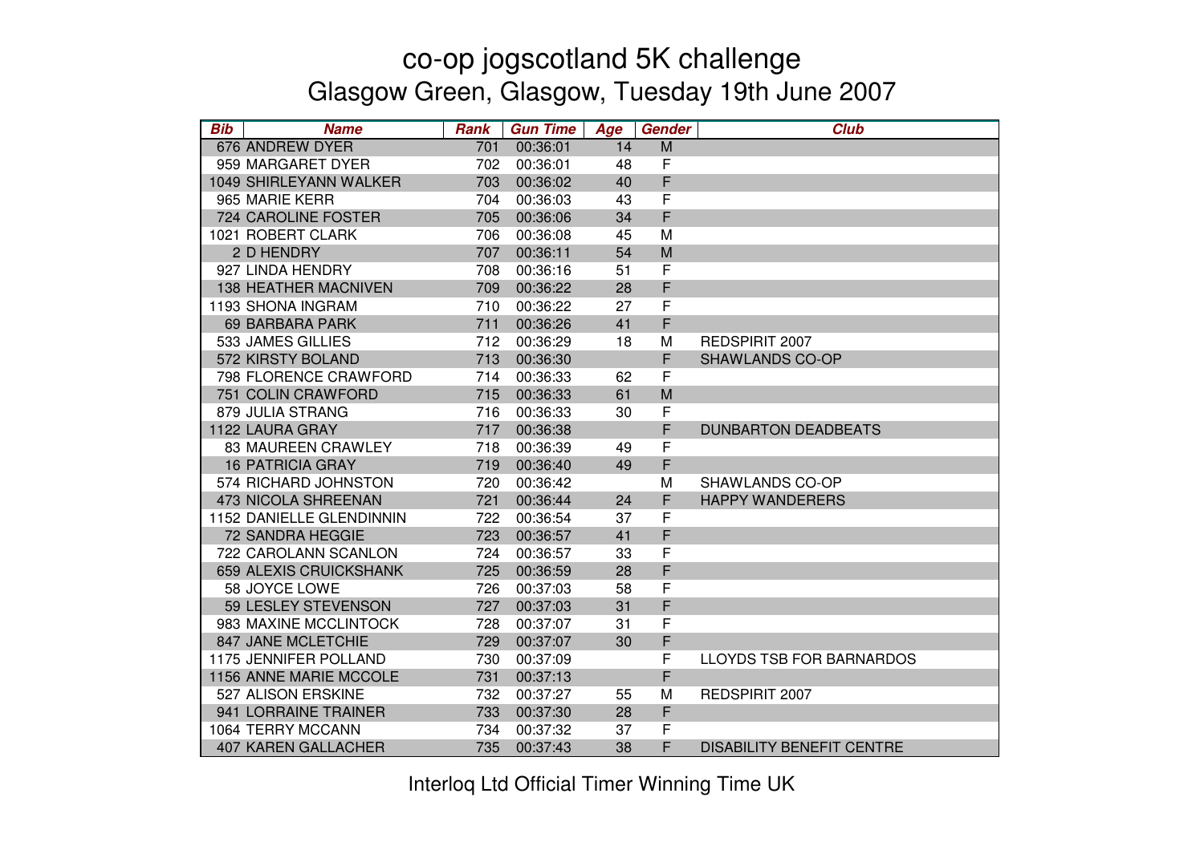# co-op jogscotland 5K challenge
## Glasgow Green, Glasgow, Tuesday 19th June 2007

| Bib | Name | Rank | Gun Time | Age | Gender | Club |
|---|---|---|---|---|---|---|
| 676 | ANDREW DYER | 701 | 00:36:01 | 14 | M | |
| 959 | MARGARET DYER | 702 | 00:36:01 | 48 | F | |
| 1049 | SHIRLEYANN WALKER | 703 | 00:36:02 | 40 | F | |
| 965 | MARIE KERR | 704 | 00:36:03 | 43 | F | |
| 724 | CAROLINE FOSTER | 705 | 00:36:06 | 34 | F | |
| 1021 | ROBERT CLARK | 706 | 00:36:08 | 45 | M | |
| 2 | D HENDRY | 707 | 00:36:11 | 54 | M | |
| 927 | LINDA HENDRY | 708 | 00:36:16 | 51 | F | |
| 138 | HEATHER MACNIVEN | 709 | 00:36:22 | 28 | F | |
| 1193 | SHONA INGRAM | 710 | 00:36:22 | 27 | F | |
| 69 | BARBARA PARK | 711 | 00:36:26 | 41 | F | |
| 533 | JAMES GILLIES | 712 | 00:36:29 | 18 | M | REDSPIRIT 2007 |
| 572 | KIRSTY BOLAND | 713 | 00:36:30 | | F | SHAWLANDS CO-OP |
| 798 | FLORENCE CRAWFORD | 714 | 00:36:33 | 62 | F | |
| 751 | COLIN CRAWFORD | 715 | 00:36:33 | 61 | M | |
| 879 | JULIA STRANG | 716 | 00:36:33 | 30 | F | |
| 1122 | LAURA GRAY | 717 | 00:36:38 | | F | DUNBARTON DEADBEATS |
| 83 | MAUREEN CRAWLEY | 718 | 00:36:39 | 49 | F | |
| 16 | PATRICIA GRAY | 719 | 00:36:40 | 49 | F | |
| 574 | RICHARD JOHNSTON | 720 | 00:36:42 | | M | SHAWLANDS CO-OP |
| 473 | NICOLA SHREENAN | 721 | 00:36:44 | 24 | F | HAPPY WANDERERS |
| 1152 | DANIELLE GLENDINNIN | 722 | 00:36:54 | 37 | F | |
| 72 | SANDRA HEGGIE | 723 | 00:36:57 | 41 | F | |
| 722 | CAROLANN SCANLON | 724 | 00:36:57 | 33 | F | |
| 659 | ALEXIS CRUICKSHANK | 725 | 00:36:59 | 28 | F | |
| 58 | JOYCE LOWE | 726 | 00:37:03 | 58 | F | |
| 59 | LESLEY STEVENSON | 727 | 00:37:03 | 31 | F | |
| 983 | MAXINE MCCLINTOCK | 728 | 00:37:07 | 31 | F | |
| 847 | JANE MCLETCHIE | 729 | 00:37:07 | 30 | F | |
| 1175 | JENNIFER POLLAND | 730 | 00:37:09 | | F | LLOYDS TSB FOR BARNARDOS |
| 1156 | ANNE MARIE MCCOLE | 731 | 00:37:13 | | F | |
| 527 | ALISON ERSKINE | 732 | 00:37:27 | 55 | M | REDSPIRIT 2007 |
| 941 | LORRAINE TRAINER | 733 | 00:37:30 | 28 | F | |
| 1064 | TERRY MCCANN | 734 | 00:37:32 | 37 | F | |
| 407 | KAREN GALLACHER | 735 | 00:37:43 | 38 | F | DISABILITY BENEFIT CENTRE |

Interloq Ltd Official Timer Winning Time UK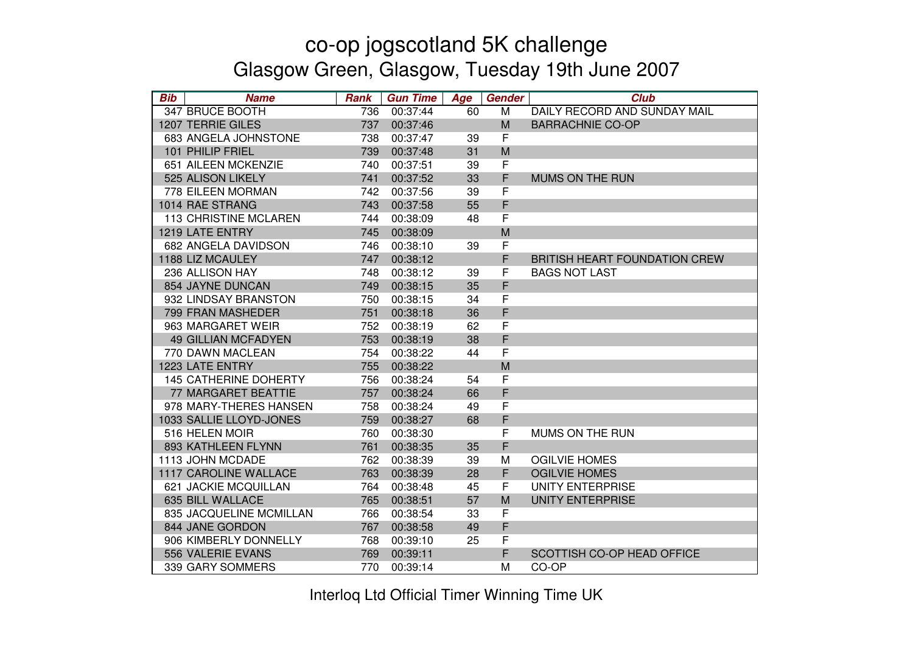# co-op jogscotland 5K challenge

## Glasgow Green, Glasgow, Tuesday 19th June 2007

| Bib | Name | Rank | Gun Time | Age | Gender | Club |
|---|---|---|---|---|---|---|
| 347 | BRUCE BOOTH | 736 | 00:37:44 | 60 | M | DAILY RECORD AND SUNDAY MAIL |
| 1207 | TERRIE GILES | 737 | 00:37:46 | | M | BARRACHNIE CO-OP |
| 683 | ANGELA JOHNSTONE | 738 | 00:37:47 | 39 | F | |
| 101 | PHILIP FRIEL | 739 | 00:37:48 | 31 | M | |
| 651 | AILEEN MCKENZIE | 740 | 00:37:51 | 39 | F | |
| 525 | ALISON LIKELY | 741 | 00:37:52 | 33 | F | MUMS ON THE RUN |
| 778 | EILEEN MORMAN | 742 | 00:37:56 | 39 | F | |
| 1014 | RAE STRANG | 743 | 00:37:58 | 55 | F | |
| 113 | CHRISTINE MCLAREN | 744 | 00:38:09 | 48 | F | |
| 1219 | LATE ENTRY | 745 | 00:38:09 | | M | |
| 682 | ANGELA DAVIDSON | 746 | 00:38:10 | 39 | F | |
| 1188 | LIZ MCAULEY | 747 | 00:38:12 | | F | BRITISH HEART FOUNDATION CREW |
| 236 | ALLISON HAY | 748 | 00:38:12 | 39 | F | BAGS NOT LAST |
| 854 | JAYNE DUNCAN | 749 | 00:38:15 | 35 | F | |
| 932 | LINDSAY BRANSTON | 750 | 00:38:15 | 34 | F | |
| 799 | FRAN MASHEDER | 751 | 00:38:18 | 36 | F | |
| 963 | MARGARET WEIR | 752 | 00:38:19 | 62 | F | |
| 49 | GILLIAN MCFADYEN | 753 | 00:38:19 | 38 | F | |
| 770 | DAWN MACLEAN | 754 | 00:38:22 | 44 | F | |
| 1223 | LATE ENTRY | 755 | 00:38:22 | | M | |
| 145 | CATHERINE DOHERTY | 756 | 00:38:24 | 54 | F | |
| 77 | MARGARET BEATTIE | 757 | 00:38:24 | 66 | F | |
| 978 | MARY-THERES HANSEN | 758 | 00:38:24 | 49 | F | |
| 1033 | SALLIE LLOYD-JONES | 759 | 00:38:27 | 68 | F | |
| 516 | HELEN MOIR | 760 | 00:38:30 | | F | MUMS ON THE RUN |
| 893 | KATHLEEN FLYNN | 761 | 00:38:35 | 35 | F | |
| 1113 | JOHN MCDADE | 762 | 00:38:39 | 39 | M | OGILVIE HOMES |
| 1117 | CAROLINE WALLACE | 763 | 00:38:39 | 28 | F | OGILVIE HOMES |
| 621 | JACKIE MCQUILLAN | 764 | 00:38:48 | 45 | F | UNITY ENTERPRISE |
| 635 | BILL WALLACE | 765 | 00:38:51 | 57 | M | UNITY ENTERPRISE |
| 835 | JACQUELINE MCMILLAN | 766 | 00:38:54 | 33 | F | |
| 844 | JANE GORDON | 767 | 00:38:58 | 49 | F | |
| 906 | KIMBERLY DONNELLY | 768 | 00:39:10 | 25 | F | |
| 556 | VALERIE EVANS | 769 | 00:39:11 | | F | SCOTTISH CO-OP HEAD OFFICE |
| 339 | GARY SOMMERS | 770 | 00:39:14 | | M | CO-OP |

Interloq Ltd Official Timer Winning Time UK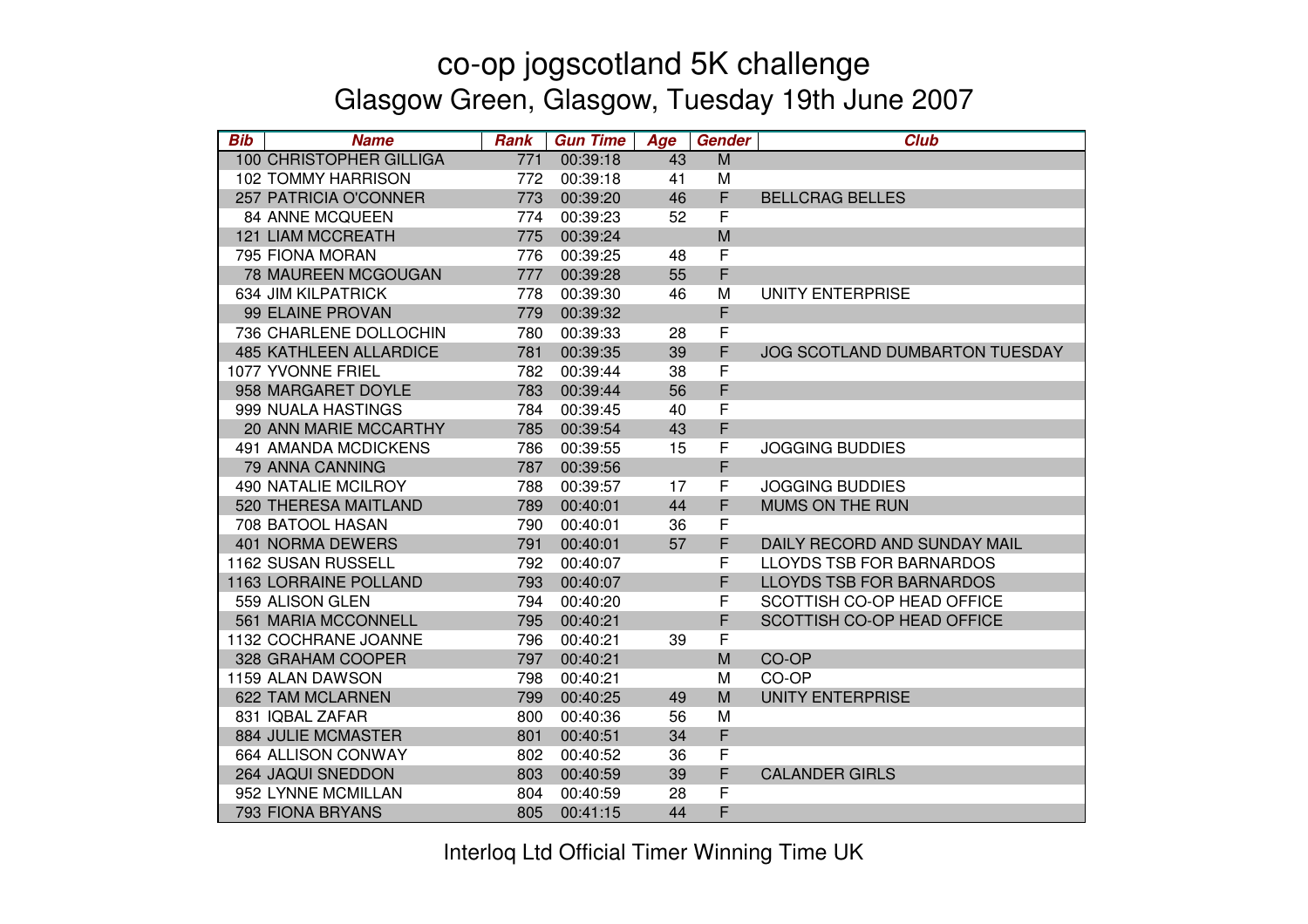# co-op jogscotland 5K challenge

## Glasgow Green, Glasgow, Tuesday 19th June 2007

| Bib | Name | Rank | Gun Time | Age | Gender | Club |
|---|---|---|---|---|---|---|
| 100 | CHRISTOPHER GILLIGA | 771 | 00:39:18 | 43 | M | |
| 102 | TOMMY HARRISON | 772 | 00:39:18 | 41 | M | |
| 257 | PATRICIA O'CONNER | 773 | 00:39:20 | 46 | F | BELLCRAG BELLES |
| 84 | ANNE MCQUEEN | 774 | 00:39:23 | 52 | F | |
| 121 | LIAM MCCREATH | 775 | 00:39:24 | | M | |
| 795 | FIONA MORAN | 776 | 00:39:25 | 48 | F | |
| 78 | MAUREEN MCGOUGAN | 777 | 00:39:28 | 55 | F | |
| 634 | JIM KILPATRICK | 778 | 00:39:30 | 46 | M | UNITY ENTERPRISE |
| 99 | ELAINE PROVAN | 779 | 00:39:32 | | F | |
| 736 | CHARLENE DOLLOCHIN | 780 | 00:39:33 | 28 | F | |
| 485 | KATHLEEN ALLARDICE | 781 | 00:39:35 | 39 | F | JOG SCOTLAND DUMBARTON TUESDAY |
| 1077 | YVONNE FRIEL | 782 | 00:39:44 | 38 | F | |
| 958 | MARGARET DOYLE | 783 | 00:39:44 | 56 | F | |
| 999 | NUALA HASTINGS | 784 | 00:39:45 | 40 | F | |
| 20 | ANN MARIE MCCARTHY | 785 | 00:39:54 | 43 | F | |
| 491 | AMANDA MCDICKENS | 786 | 00:39:55 | 15 | F | JOGGING BUDDIES |
| 79 | ANNA CANNING | 787 | 00:39:56 | | F | |
| 490 | NATALIE MCILROY | 788 | 00:39:57 | 17 | F | JOGGING BUDDIES |
| 520 | THERESA MAITLAND | 789 | 00:40:01 | 44 | F | MUMS ON THE RUN |
| 708 | BATOOL HASAN | 790 | 00:40:01 | 36 | F | |
| 401 | NORMA DEWERS | 791 | 00:40:01 | 57 | F | DAILY RECORD AND SUNDAY MAIL |
| 1162 | SUSAN RUSSELL | 792 | 00:40:07 | | F | LLOYDS TSB FOR BARNARDOS |
| 1163 | LORRAINE POLLAND | 793 | 00:40:07 | | F | LLOYDS TSB FOR BARNARDOS |
| 559 | ALISON GLEN | 794 | 00:40:20 | | F | SCOTTISH CO-OP HEAD OFFICE |
| 561 | MARIA MCCONNELL | 795 | 00:40:21 | | F | SCOTTISH CO-OP HEAD OFFICE |
| 1132 | COCHRANE JOANNE | 796 | 00:40:21 | 39 | F | |
| 328 | GRAHAM COOPER | 797 | 00:40:21 | | M | CO-OP |
| 1159 | ALAN DAWSON | 798 | 00:40:21 | | M | CO-OP |
| 622 | TAM MCLARNEN | 799 | 00:40:25 | 49 | M | UNITY ENTERPRISE |
| 831 | IQBAL ZAFAR | 800 | 00:40:36 | 56 | M | |
| 884 | JULIE MCMASTER | 801 | 00:40:51 | 34 | F | |
| 664 | ALLISON CONWAY | 802 | 00:40:52 | 36 | F | |
| 264 | JAQUI SNEDDON | 803 | 00:40:59 | 39 | F | CALANDER GIRLS |
| 952 | LYNNE MCMILLAN | 804 | 00:40:59 | 28 | F | |
| 793 | FIONA BRYANS | 805 | 00:41:15 | 44 | F | |

Interloq Ltd Official Timer Winning Time UK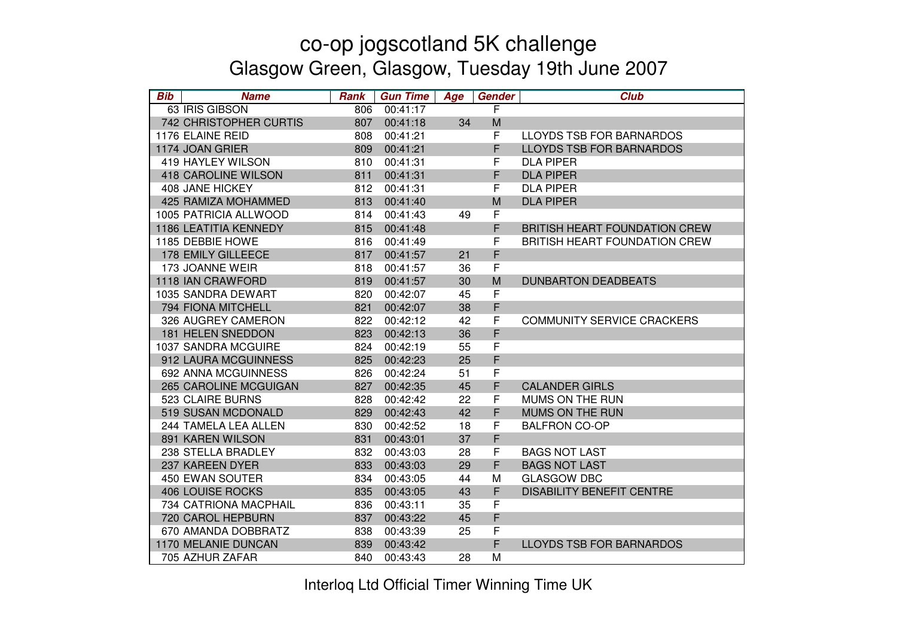# co-op jogscotland 5K challenge

## Glasgow Green, Glasgow, Tuesday 19th June 2007

| Bib | Name | Rank | Gun Time | Age | Gender | Club |
|---|---|---|---|---|---|---|
| 63 | IRIS GIBSON | 806 | 00:41:17 | | F | |
| 742 | CHRISTOPHER CURTIS | 807 | 00:41:18 | 34 | M | |
| 1176 | ELAINE REID | 808 | 00:41:21 | | F | LLOYDS TSB FOR BARNARDOS |
| 1174 | JOAN GRIER | 809 | 00:41:21 | | F | LLOYDS TSB FOR BARNARDOS |
| 419 | HAYLEY WILSON | 810 | 00:41:31 | | F | DLA PIPER |
| 418 | CAROLINE WILSON | 811 | 00:41:31 | | F | DLA PIPER |
| 408 | JANE HICKEY | 812 | 00:41:31 | | F | DLA PIPER |
| 425 | RAMIZA MOHAMMED | 813 | 00:41:40 | | M | DLA PIPER |
| 1005 | PATRICIA ALLWOOD | 814 | 00:41:43 | 49 | F | |
| 1186 | LEATITIA KENNEDY | 815 | 00:41:48 | | F | BRITISH HEART FOUNDATION CREW |
| 1185 | DEBBIE HOWE | 816 | 00:41:49 | | F | BRITISH HEART FOUNDATION CREW |
| 178 | EMILY GILLEECE | 817 | 00:41:57 | 21 | F | |
| 173 | JOANNE WEIR | 818 | 00:41:57 | 36 | F | |
| 1118 | IAN CRAWFORD | 819 | 00:41:57 | 30 | M | DUNBARTON DEADBEATS |
| 1035 | SANDRA DEWART | 820 | 00:42:07 | 45 | F | |
| 794 | FIONA MITCHELL | 821 | 00:42:07 | 38 | F | |
| 326 | AUGREY CAMERON | 822 | 00:42:12 | 42 | F | COMMUNITY SERVICE CRACKERS |
| 181 | HELEN SNEDDON | 823 | 00:42:13 | 36 | F | |
| 1037 | SANDRA MCGUIRE | 824 | 00:42:19 | 55 | F | |
| 912 | LAURA MCGUINNESS | 825 | 00:42:23 | 25 | F | |
| 692 | ANNA MCGUINNESS | 826 | 00:42:24 | 51 | F | |
| 265 | CAROLINE MCGUIGAN | 827 | 00:42:35 | 45 | F | CALANDER GIRLS |
| 523 | CLAIRE BURNS | 828 | 00:42:42 | 22 | F | MUMS ON THE RUN |
| 519 | SUSAN MCDONALD | 829 | 00:42:43 | 42 | F | MUMS ON THE RUN |
| 244 | TAMELA LEA ALLEN | 830 | 00:42:52 | 18 | F | BALFRON CO-OP |
| 891 | KAREN WILSON | 831 | 00:43:01 | 37 | F | |
| 238 | STELLA BRADLEY | 832 | 00:43:03 | 28 | F | BAGS NOT LAST |
| 237 | KAREEN DYER | 833 | 00:43:03 | 29 | F | BAGS NOT LAST |
| 450 | EWAN SOUTER | 834 | 00:43:05 | 44 | M | GLASGOW DBC |
| 406 | LOUISE ROCKS | 835 | 00:43:05 | 43 | F | DISABILITY BENEFIT CENTRE |
| 734 | CATRIONA MACPHAIL | 836 | 00:43:11 | 35 | F | |
| 720 | CAROL HEPBURN | 837 | 00:43:22 | 45 | F | |
| 670 | AMANDA DOBBRATZ | 838 | 00:43:39 | 25 | F | |
| 1170 | MELANIE DUNCAN | 839 | 00:43:42 | | F | LLOYDS TSB FOR BARNARDOS |
| 705 | AZHUR ZAFAR | 840 | 00:43:43 | 28 | M | |

Interloq Ltd Official Timer Winning Time UK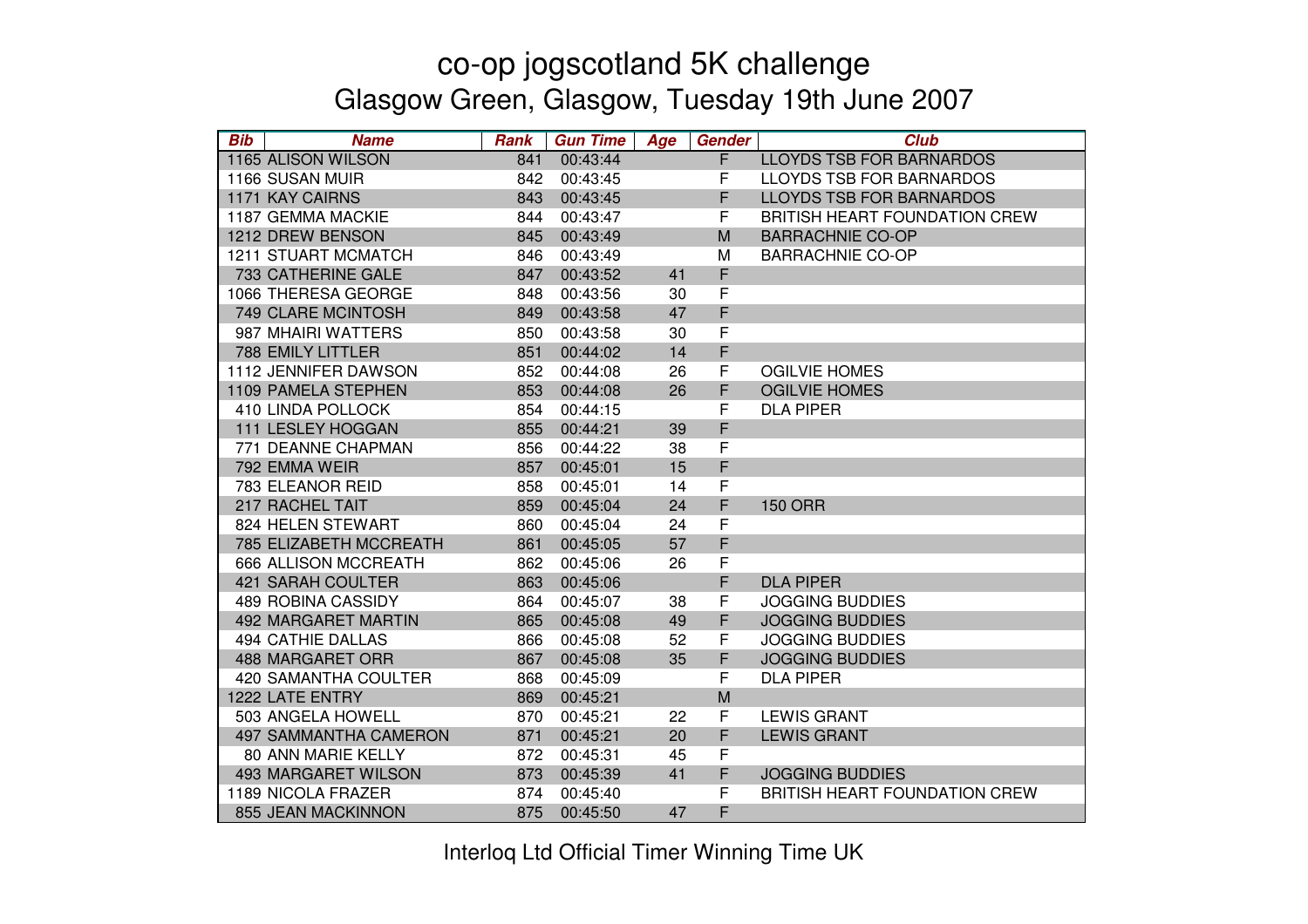# co-op jogscotland 5K challenge

## Glasgow Green, Glasgow, Tuesday 19th June 2007

| Bib | Name | Rank | Gun Time | Age | Gender | Club |
|---|---|---|---|---|---|---|
| 1165 | ALISON WILSON | 841 | 00:43:44 | | F | LLOYDS TSB FOR BARNARDOS |
| 1166 | SUSAN MUIR | 842 | 00:43:45 | | F | LLOYDS TSB FOR BARNARDOS |
| 1171 | KAY CAIRNS | 843 | 00:43:45 | | F | LLOYDS TSB FOR BARNARDOS |
| 1187 | GEMMA MACKIE | 844 | 00:43:47 | | F | BRITISH HEART FOUNDATION CREW |
| 1212 | DREW BENSON | 845 | 00:43:49 | | M | BARRACHNIE CO-OP |
| 1211 | STUART MCMATCH | 846 | 00:43:49 | | M | BARRACHNIE CO-OP |
| 733 | CATHERINE GALE | 847 | 00:43:52 | 41 | F | |
| 1066 | THERESA GEORGE | 848 | 00:43:56 | 30 | F | |
| 749 | CLARE MCINTOSH | 849 | 00:43:58 | 47 | F | |
| 987 | MHAIRI WATTERS | 850 | 00:43:58 | 30 | F | |
| 788 | EMILY LITTLER | 851 | 00:44:02 | 14 | F | |
| 1112 | JENNIFER DAWSON | 852 | 00:44:08 | 26 | F | OGILVIE HOMES |
| 1109 | PAMELA STEPHEN | 853 | 00:44:08 | 26 | F | OGILVIE HOMES |
| 410 | LINDA POLLOCK | 854 | 00:44:15 | | F | DLA PIPER |
| 111 | LESLEY HOGGAN | 855 | 00:44:21 | 39 | F | |
| 771 | DEANNE CHAPMAN | 856 | 00:44:22 | 38 | F | |
| 792 | EMMA WEIR | 857 | 00:45:01 | 15 | F | |
| 783 | ELEANOR REID | 858 | 00:45:01 | 14 | F | |
| 217 | RACHEL TAIT | 859 | 00:45:04 | 24 | F | 150 ORR |
| 824 | HELEN STEWART | 860 | 00:45:04 | 24 | F | |
| 785 | ELIZABETH MCCREATH | 861 | 00:45:05 | 57 | F | |
| 666 | ALLISON MCCREATH | 862 | 00:45:06 | 26 | F | |
| 421 | SARAH COULTER | 863 | 00:45:06 | | F | DLA PIPER |
| 489 | ROBINA CASSIDY | 864 | 00:45:07 | 38 | F | JOGGING BUDDIES |
| 492 | MARGARET MARTIN | 865 | 00:45:08 | 49 | F | JOGGING BUDDIES |
| 494 | CATHIE DALLAS | 866 | 00:45:08 | 52 | F | JOGGING BUDDIES |
| 488 | MARGARET ORR | 867 | 00:45:08 | 35 | F | JOGGING BUDDIES |
| 420 | SAMANTHA COULTER | 868 | 00:45:09 | | F | DLA PIPER |
| 1222 | LATE ENTRY | 869 | 00:45:21 | | M | |
| 503 | ANGELA HOWELL | 870 | 00:45:21 | 22 | F | LEWIS GRANT |
| 497 | SAMMANTHA CAMERON | 871 | 00:45:21 | 20 | F | LEWIS GRANT |
| 80 | ANN MARIE KELLY | 872 | 00:45:31 | 45 | F | |
| 493 | MARGARET WILSON | 873 | 00:45:39 | 41 | F | JOGGING BUDDIES |
| 1189 | NICOLA FRAZER | 874 | 00:45:40 | | F | BRITISH HEART FOUNDATION CREW |
| 855 | JEAN MACKINNON | 875 | 00:45:50 | 47 | F | |

Interloq Ltd Official Timer Winning Time UK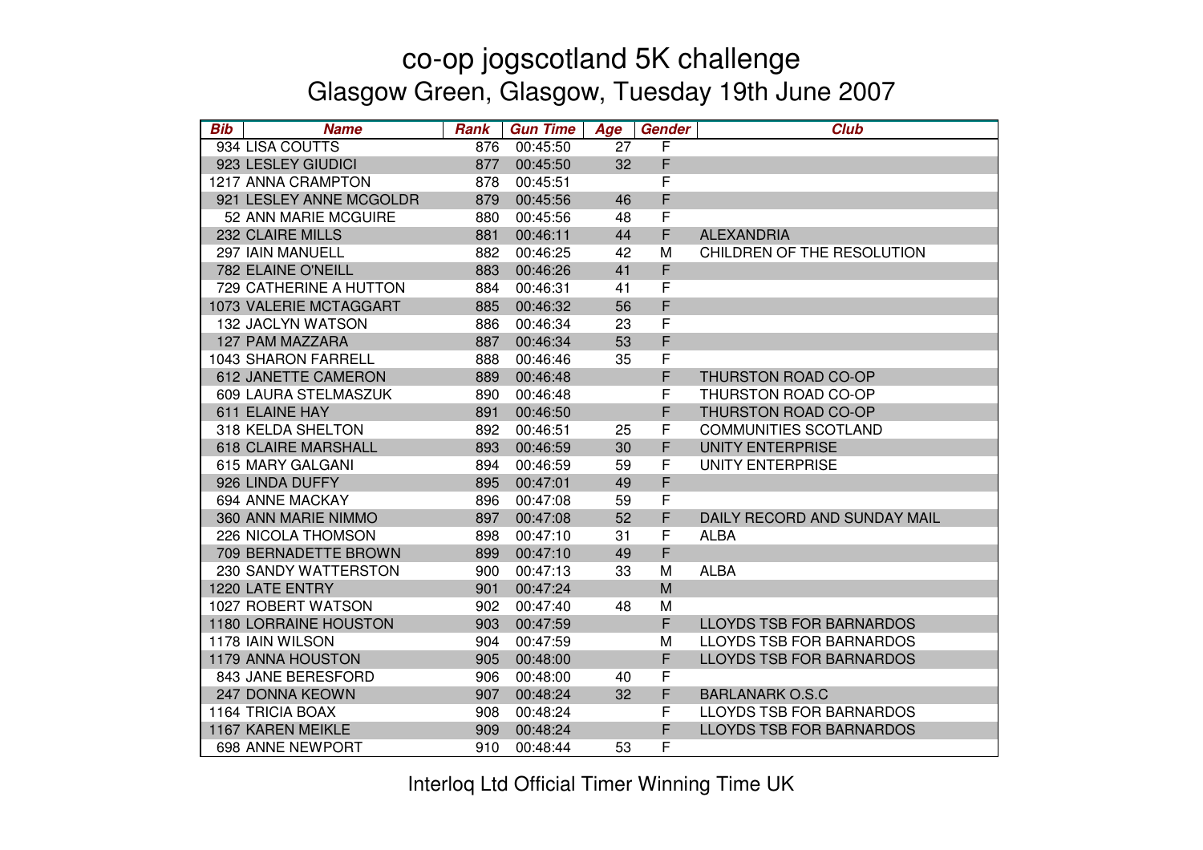# co-op jogscotland 5K challenge

## Glasgow Green, Glasgow, Tuesday 19th June 2007

| Bib | Name | Rank | Gun Time | Age | Gender | Club |
|---|---|---|---|---|---|---|
| 934 | LISA COUTTS | 876 | 00:45:50 | 27 | F | |
| 923 | LESLEY GIUDICI | 877 | 00:45:50 | 32 | F | |
| 1217 | ANNA CRAMPTON | 878 | 00:45:51 | | F | |
| 921 | LESLEY ANNE MCGOLDR | 879 | 00:45:56 | 46 | F | |
| 52 | ANN MARIE MCGUIRE | 880 | 00:45:56 | 48 | F | |
| 232 | CLAIRE MILLS | 881 | 00:46:11 | 44 | F | ALEXANDRIA |
| 297 | IAIN MANUELL | 882 | 00:46:25 | 42 | M | CHILDREN OF THE RESOLUTION |
| 782 | ELAINE O'NEILL | 883 | 00:46:26 | 41 | F | |
| 729 | CATHERINE A HUTTON | 884 | 00:46:31 | 41 | F | |
| 1073 | VALERIE MCTAGGART | 885 | 00:46:32 | 56 | F | |
| 132 | JACLYN WATSON | 886 | 00:46:34 | 23 | F | |
| 127 | PAM MAZZARA | 887 | 00:46:34 | 53 | F | |
| 1043 | SHARON FARRELL | 888 | 00:46:46 | 35 | F | |
| 612 | JANETTE CAMERON | 889 | 00:46:48 | | F | THURSTON ROAD CO-OP |
| 609 | LAURA STELMASZUK | 890 | 00:46:48 | | F | THURSTON ROAD CO-OP |
| 611 | ELAINE HAY | 891 | 00:46:50 | | F | THURSTON ROAD CO-OP |
| 318 | KELDA SHELTON | 892 | 00:46:51 | 25 | F | COMMUNITIES SCOTLAND |
| 618 | CLAIRE MARSHALL | 893 | 00:46:59 | 30 | F | UNITY ENTERPRISE |
| 615 | MARY GALGANI | 894 | 00:46:59 | 59 | F | UNITY ENTERPRISE |
| 926 | LINDA DUFFY | 895 | 00:47:01 | 49 | F | |
| 694 | ANNE MACKAY | 896 | 00:47:08 | 59 | F | |
| 360 | ANN MARIE NIMMO | 897 | 00:47:08 | 52 | F | DAILY RECORD AND SUNDAY MAIL |
| 226 | NICOLA THOMSON | 898 | 00:47:10 | 31 | F | ALBA |
| 709 | BERNADETTE BROWN | 899 | 00:47:10 | 49 | F | |
| 230 | SANDY WATTERSTON | 900 | 00:47:13 | 33 | M | ALBA |
| 1220 | LATE ENTRY | 901 | 00:47:24 | | M | |
| 1027 | ROBERT WATSON | 902 | 00:47:40 | 48 | M | |
| 1180 | LORRAINE HOUSTON | 903 | 00:47:59 | | F | LLOYDS TSB FOR BARNARDOS |
| 1178 | IAIN WILSON | 904 | 00:47:59 | | M | LLOYDS TSB FOR BARNARDOS |
| 1179 | ANNA HOUSTON | 905 | 00:48:00 | | F | LLOYDS TSB FOR BARNARDOS |
| 843 | JANE BERESFORD | 906 | 00:48:00 | 40 | F | |
| 247 | DONNA KEOWN | 907 | 00:48:24 | 32 | F | BARLANARK O.S.C |
| 1164 | TRICIA BOAX | 908 | 00:48:24 | | F | LLOYDS TSB FOR BARNARDOS |
| 1167 | KAREN MEIKLE | 909 | 00:48:24 | | F | LLOYDS TSB FOR BARNARDOS |
| 698 | ANNE NEWPORT | 910 | 00:48:44 | 53 | F | |

Interloq Ltd Official Timer Winning Time UK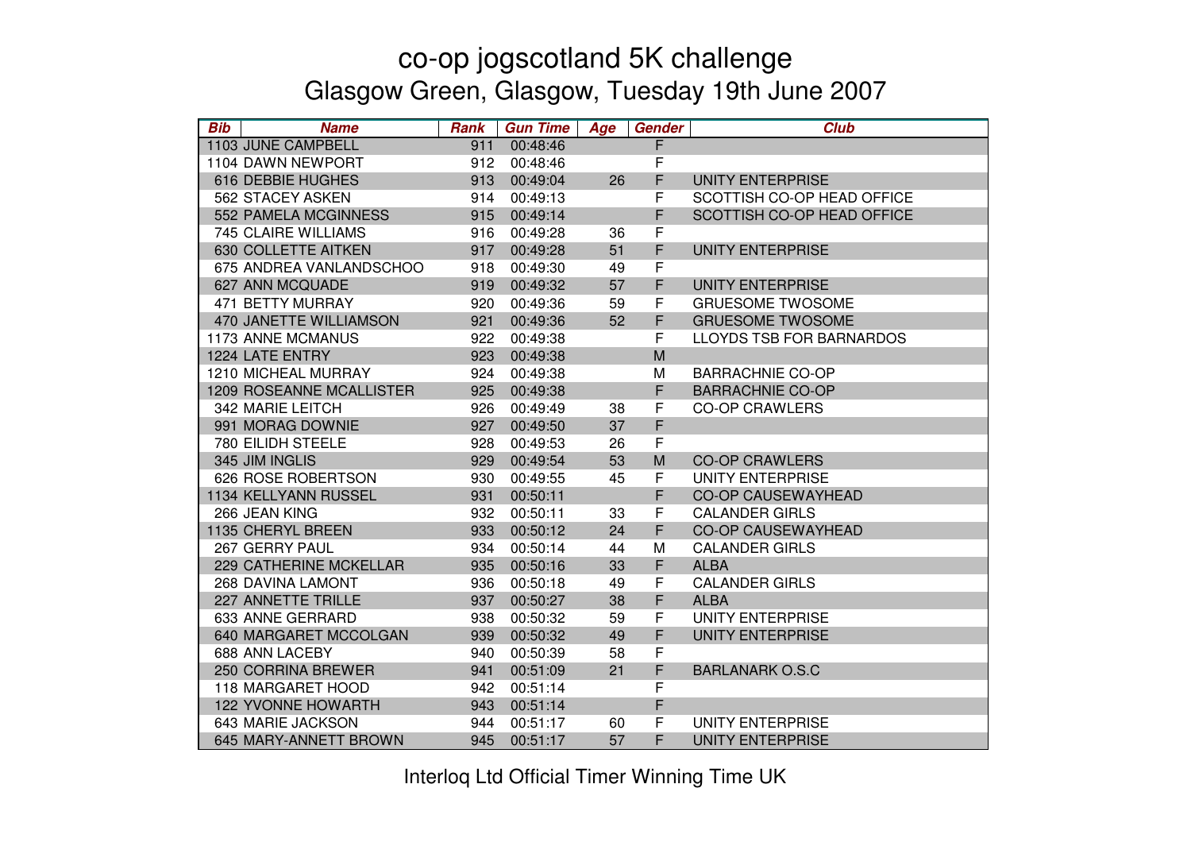# co-op jogscotland 5K challenge

## Glasgow Green, Glasgow, Tuesday 19th June 2007

| Bib | Name | Rank | Gun Time | Age | Gender | Club |
|---|---|---|---|---|---|---|
| 1103 | JUNE CAMPBELL | 911 | 00:48:46 | | F | |
| 1104 | DAWN NEWPORT | 912 | 00:48:46 | | F | |
| 616 | DEBBIE HUGHES | 913 | 00:49:04 | 26 | F | UNITY ENTERPRISE |
| 562 | STACEY ASKEN | 914 | 00:49:13 | | F | SCOTTISH CO-OP HEAD OFFICE |
| 552 | PAMELA MCGINNESS | 915 | 00:49:14 | | F | SCOTTISH CO-OP HEAD OFFICE |
| 745 | CLAIRE WILLIAMS | 916 | 00:49:28 | 36 | F | |
| 630 | COLLETTE AITKEN | 917 | 00:49:28 | 51 | F | UNITY ENTERPRISE |
| 675 | ANDREA VANLANDSCHOO | 918 | 00:49:30 | 49 | F | |
| 627 | ANN MCQUADE | 919 | 00:49:32 | 57 | F | UNITY ENTERPRISE |
| 471 | BETTY MURRAY | 920 | 00:49:36 | 59 | F | GRUESOME TWOSOME |
| 470 | JANETTE WILLIAMSON | 921 | 00:49:36 | 52 | F | GRUESOME TWOSOME |
| 1173 | ANNE MCMANUS | 922 | 00:49:38 | | F | LLOYDS TSB FOR BARNARDOS |
| 1224 | LATE ENTRY | 923 | 00:49:38 | | M | |
| 1210 | MICHEAL MURRAY | 924 | 00:49:38 | | M | BARRACHNIE CO-OP |
| 1209 | ROSEANNE MCALLISTER | 925 | 00:49:38 | | F | BARRACHNIE CO-OP |
| 342 | MARIE LEITCH | 926 | 00:49:49 | 38 | F | CO-OP CRAWLERS |
| 991 | MORAG DOWNIE | 927 | 00:49:50 | 37 | F | |
| 780 | EILIDH STEELE | 928 | 00:49:53 | 26 | F | |
| 345 | JIM INGLIS | 929 | 00:49:54 | 53 | M | CO-OP CRAWLERS |
| 626 | ROSE ROBERTSON | 930 | 00:49:55 | 45 | F | UNITY ENTERPRISE |
| 1134 | KELLYANN RUSSEL | 931 | 00:50:11 | | F | CO-OP CAUSEWAYHEAD |
| 266 | JEAN KING | 932 | 00:50:11 | 33 | F | CALANDER GIRLS |
| 1135 | CHERYL BREEN | 933 | 00:50:12 | 24 | F | CO-OP CAUSEWAYHEAD |
| 267 | GERRY PAUL | 934 | 00:50:14 | 44 | M | CALANDER GIRLS |
| 229 | CATHERINE MCKELLAR | 935 | 00:50:16 | 33 | F | ALBA |
| 268 | DAVINA LAMONT | 936 | 00:50:18 | 49 | F | CALANDER GIRLS |
| 227 | ANNETTE TRILLE | 937 | 00:50:27 | 38 | F | ALBA |
| 633 | ANNE GERRARD | 938 | 00:50:32 | 59 | F | UNITY ENTERPRISE |
| 640 | MARGARET MCCOLGAN | 939 | 00:50:32 | 49 | F | UNITY ENTERPRISE |
| 688 | ANN LACEBY | 940 | 00:50:39 | 58 | F | |
| 250 | CORRINA BREWER | 941 | 00:51:09 | 21 | F | BARLANARK O.S.C |
| 118 | MARGARET HOOD | 942 | 00:51:14 | | F | |
| 122 | YVONNE HOWARTH | 943 | 00:51:14 | | F | |
| 643 | MARIE JACKSON | 944 | 00:51:17 | 60 | F | UNITY ENTERPRISE |
| 645 | MARY-ANNETT BROWN | 945 | 00:51:17 | 57 | F | UNITY ENTERPRISE |

Interloq Ltd Official Timer Winning Time UK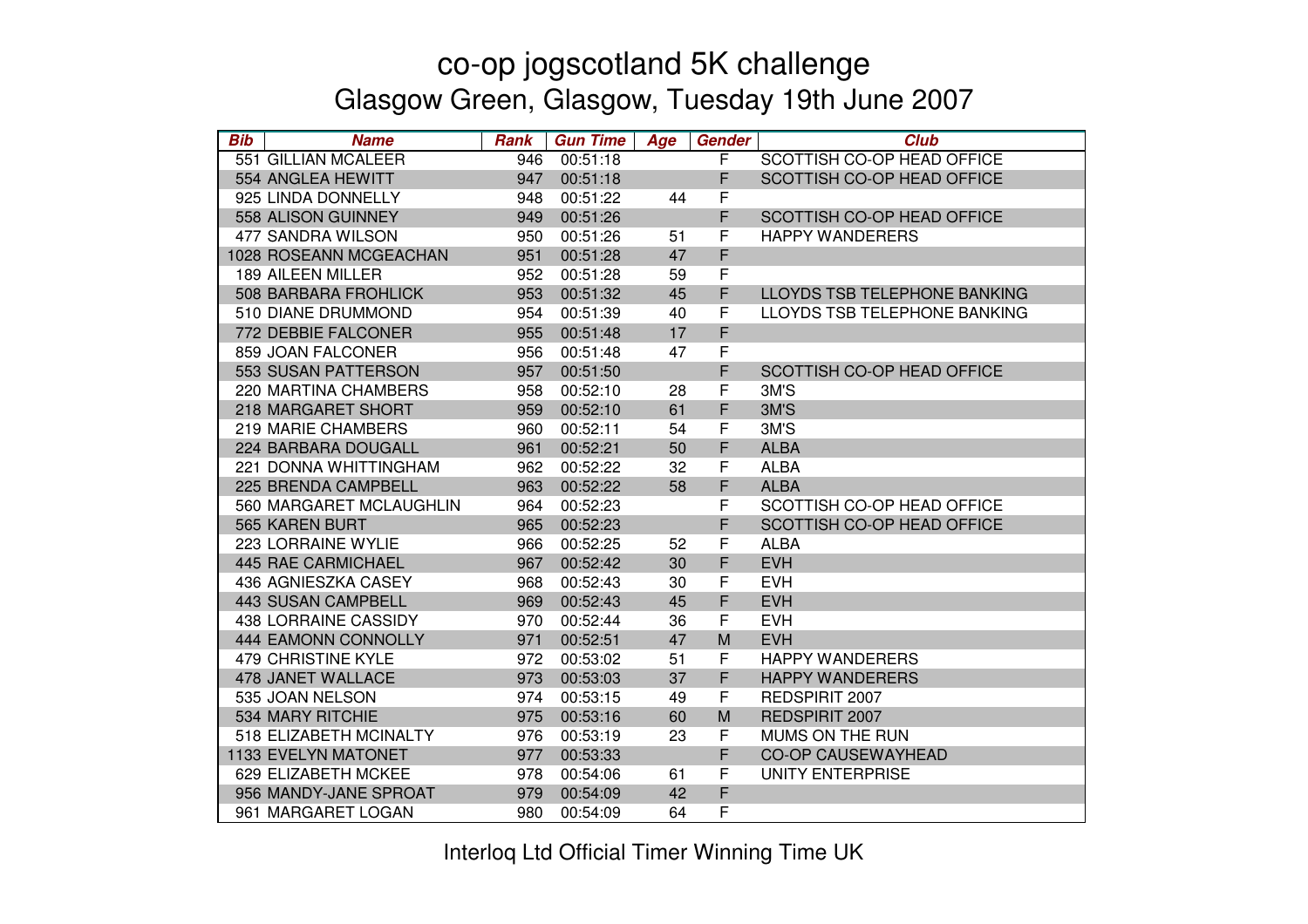# co-op jogscotland 5K challenge

## Glasgow Green, Glasgow, Tuesday 19th June 2007

| Bib | Name | Rank | Gun Time | Age | Gender | Club |
|---|---|---|---|---|---|---|
| 551 | GILLIAN MCALEER | 946 | 00:51:18 | | F | SCOTTISH CO-OP HEAD OFFICE |
| 554 | ANGLEA HEWITT | 947 | 00:51:18 | | F | SCOTTISH CO-OP HEAD OFFICE |
| 925 | LINDA DONNELLY | 948 | 00:51:22 | 44 | F | |
| 558 | ALISON GUINNEY | 949 | 00:51:26 | | F | SCOTTISH CO-OP HEAD OFFICE |
| 477 | SANDRA WILSON | 950 | 00:51:26 | 51 | F | HAPPY WANDERERS |
| 1028 | ROSEANN MCGEACHAN | 951 | 00:51:28 | 47 | F | |
| 189 | AILEEN MILLER | 952 | 00:51:28 | 59 | F | |
| 508 | BARBARA FROHLICK | 953 | 00:51:32 | 45 | F | LLOYDS TSB TELEPHONE BANKING |
| 510 | DIANE DRUMMOND | 954 | 00:51:39 | 40 | F | LLOYDS TSB TELEPHONE BANKING |
| 772 | DEBBIE FALCONER | 955 | 00:51:48 | 17 | F | |
| 859 | JOAN FALCONER | 956 | 00:51:48 | 47 | F | |
| 553 | SUSAN PATTERSON | 957 | 00:51:50 | | F | SCOTTISH CO-OP HEAD OFFICE |
| 220 | MARTINA CHAMBERS | 958 | 00:52:10 | 28 | F | 3M'S |
| 218 | MARGARET SHORT | 959 | 00:52:10 | 61 | F | 3M'S |
| 219 | MARIE CHAMBERS | 960 | 00:52:11 | 54 | F | 3M'S |
| 224 | BARBARA DOUGALL | 961 | 00:52:21 | 50 | F | ALBA |
| 221 | DONNA WHITTINGHAM | 962 | 00:52:22 | 32 | F | ALBA |
| 225 | BRENDA CAMPBELL | 963 | 00:52:22 | 58 | F | ALBA |
| 560 | MARGARET MCLAUGHLIN | 964 | 00:52:23 | | F | SCOTTISH CO-OP HEAD OFFICE |
| 565 | KAREN BURT | 965 | 00:52:23 | | F | SCOTTISH CO-OP HEAD OFFICE |
| 223 | LORRAINE WYLIE | 966 | 00:52:25 | 52 | F | ALBA |
| 445 | RAE CARMICHAEL | 967 | 00:52:42 | 30 | F | EVH |
| 436 | AGNIESZKA CASEY | 968 | 00:52:43 | 30 | F | EVH |
| 443 | SUSAN CAMPBELL | 969 | 00:52:43 | 45 | F | EVH |
| 438 | LORRAINE CASSIDY | 970 | 00:52:44 | 36 | F | EVH |
| 444 | EAMONN CONNOLLY | 971 | 00:52:51 | 47 | M | EVH |
| 479 | CHRISTINE KYLE | 972 | 00:53:02 | 51 | F | HAPPY WANDERERS |
| 478 | JANET WALLACE | 973 | 00:53:03 | 37 | F | HAPPY WANDERERS |
| 535 | JOAN NELSON | 974 | 00:53:15 | 49 | F | REDSPIRIT 2007 |
| 534 | MARY RITCHIE | 975 | 00:53:16 | 60 | M | REDSPIRIT 2007 |
| 518 | ELIZABETH MCINALTY | 976 | 00:53:19 | 23 | F | MUMS ON THE RUN |
| 1133 | EVELYN MATONET | 977 | 00:53:33 | | F | CO-OP CAUSEWAYHEAD |
| 629 | ELIZABETH MCKEE | 978 | 00:54:06 | 61 | F | UNITY ENTERPRISE |
| 956 | MANDY-JANE SPROAT | 979 | 00:54:09 | 42 | F | |
| 961 | MARGARET LOGAN | 980 | 00:54:09 | 64 | F | |

Interloq Ltd Official Timer Winning Time UK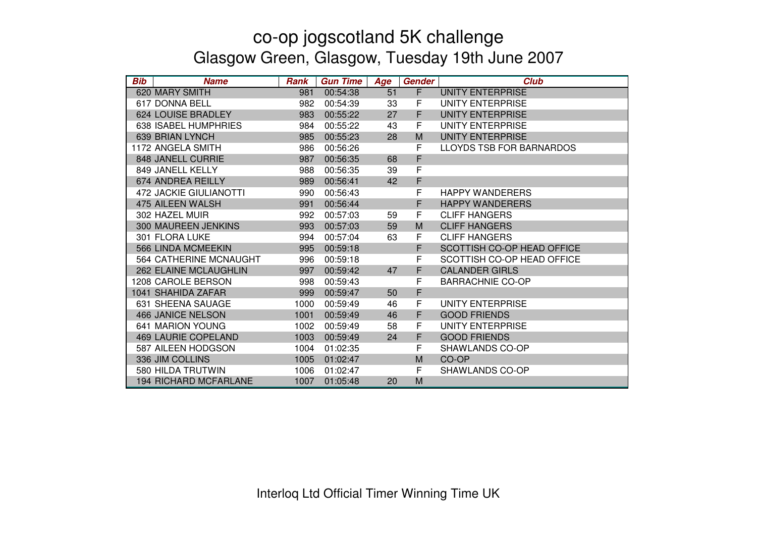# co-op jogscotland 5K challenge
## Glasgow Green, Glasgow, Tuesday 19th June 2007

| Bib | Name | Rank | Gun Time | Age | Gender | Club |
|---|---|---|---|---|---|---|
| 620 | MARY SMITH | 981 | 00:54:38 | 51 | F | UNITY ENTERPRISE |
| 617 | DONNA BELL | 982 | 00:54:39 | 33 | F | UNITY ENTERPRISE |
| 624 | LOUISE BRADLEY | 983 | 00:55:22 | 27 | F | UNITY ENTERPRISE |
| 638 | ISABEL HUMPHRIES | 984 | 00:55:22 | 43 | F | UNITY ENTERPRISE |
| 639 | BRIAN LYNCH | 985 | 00:55:23 | 28 | M | UNITY ENTERPRISE |
| 1172 | ANGELA SMITH | 986 | 00:56:26 | | F | LLOYDS TSB FOR BARNARDOS |
| 848 | JANELL CURRIE | 987 | 00:56:35 | 68 | F | |
| 849 | JANELL KELLY | 988 | 00:56:35 | 39 | F | |
| 674 | ANDREA REILLY | 989 | 00:56:41 | 42 | F | |
| 472 | JACKIE GIULIANOTTI | 990 | 00:56:43 | | F | HAPPY WANDERERS |
| 475 | AILEEN WALSH | 991 | 00:56:44 | | F | HAPPY WANDERERS |
| 302 | HAZEL MUIR | 992 | 00:57:03 | 59 | F | CLIFF HANGERS |
| 300 | MAUREEN JENKINS | 993 | 00:57:03 | 59 | M | CLIFF HANGERS |
| 301 | FLORA LUKE | 994 | 00:57:04 | 63 | F | CLIFF HANGERS |
| 566 | LINDA MCMEEKIN | 995 | 00:59:18 | | F | SCOTTISH CO-OP HEAD OFFICE |
| 564 | CATHERINE MCNAUGHT | 996 | 00:59:18 | | F | SCOTTISH CO-OP HEAD OFFICE |
| 262 | ELAINE MCLAUGHLIN | 997 | 00:59:42 | 47 | F | CALANDER GIRLS |
| 1208 | CAROLE BERSON | 998 | 00:59:43 | | F | BARRACHNIE CO-OP |
| 1041 | SHAHIDA ZAFAR | 999 | 00:59:47 | 50 | F | |
| 631 | SHEENA SAUAGE | 1000 | 00:59:49 | 46 | F | UNITY ENTERPRISE |
| 466 | JANICE NELSON | 1001 | 00:59:49 | 46 | F | GOOD FRIENDS |
| 641 | MARION YOUNG | 1002 | 00:59:49 | 58 | F | UNITY ENTERPRISE |
| 469 | LAURIE COPELAND | 1003 | 00:59:49 | 24 | F | GOOD FRIENDS |
| 587 | AILEEN HODGSON | 1004 | 01:02:35 | | F | SHAWLANDS CO-OP |
| 336 | JIM COLLINS | 1005 | 01:02:47 | | M | CO-OP |
| 580 | HILDA TRUTWIN | 1006 | 01:02:47 | | F | SHAWLANDS CO-OP |
| 194 | RICHARD MCFARLANE | 1007 | 01:05:48 | 20 | M | |

Interloq Ltd Official Timer Winning Time UK